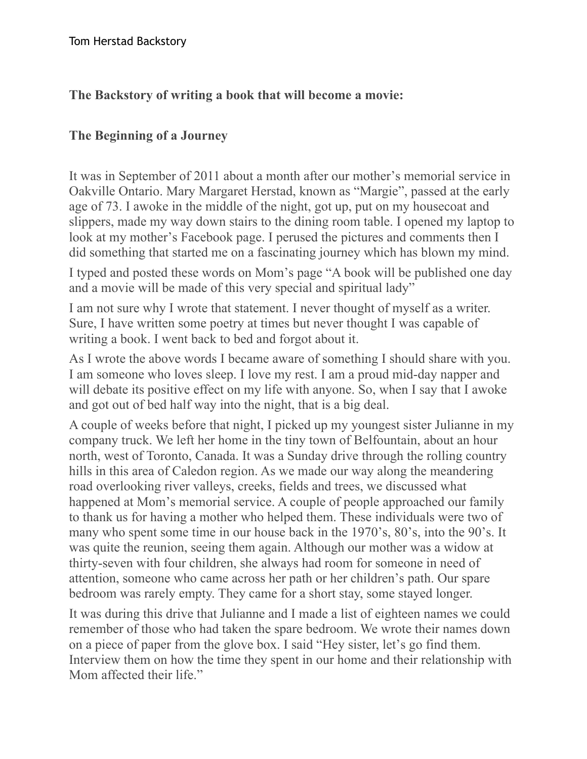**The Backstory of writing a book that will become a movie:**

**The Beginning of a Journey**

It was in September of 2011 about a month after our mother's memorial service in Oakville Ontario. Mary Margaret Herstad, known as "Margie", passed at the early age of 73. I awoke in the middle of the night, got up, put on my housecoat and slippers, made my way down stairs to the dining room table. I opened my laptop to look at my mother's Facebook page. I perused the pictures and comments then I did something that started me on a fascinating journey which has blown my mind.

I typed and posted these words on Mom's page "A book will be published one day and a movie will be made of this very special and spiritual lady"

I am not sure why I wrote that statement. I never thought of myself as a writer. Sure, I have written some poetry at times but never thought I was capable of writing a book. I went back to bed and forgot about it.

As I wrote the above words I became aware of something I should share with you. I am someone who loves sleep. I love my rest. I am a proud mid-day napper and will debate its positive effect on my life with anyone. So, when I say that I awoke and got out of bed half way into the night, that is a big deal.

A couple of weeks before that night, I picked up my youngest sister Julianne in my company truck. We left her home in the tiny town of Belfountain, about an hour north, west of Toronto, Canada. It was a Sunday drive through the rolling country hills in this area of Caledon region. As we made our way along the meandering road overlooking river valleys, creeks, fields and trees, we discussed what happened at Mom's memorial service. A couple of people approached our family to thank us for having a mother who helped them. These individuals were two of many who spent some time in our house back in the 1970's, 80's, into the 90's. It was quite the reunion, seeing them again. Although our mother was a widow at thirty-seven with four children, she always had room for someone in need of attention, someone who came across her path or her children's path. Our spare bedroom was rarely empty. They came for a short stay, some stayed longer.

It was during this drive that Julianne and I made a list of eighteen names we could remember of those who had taken the spare bedroom. We wrote their names down on a piece of paper from the glove box. I said "Hey sister, let's go find them. Interview them on how the time they spent in our home and their relationship with Mom affected their life."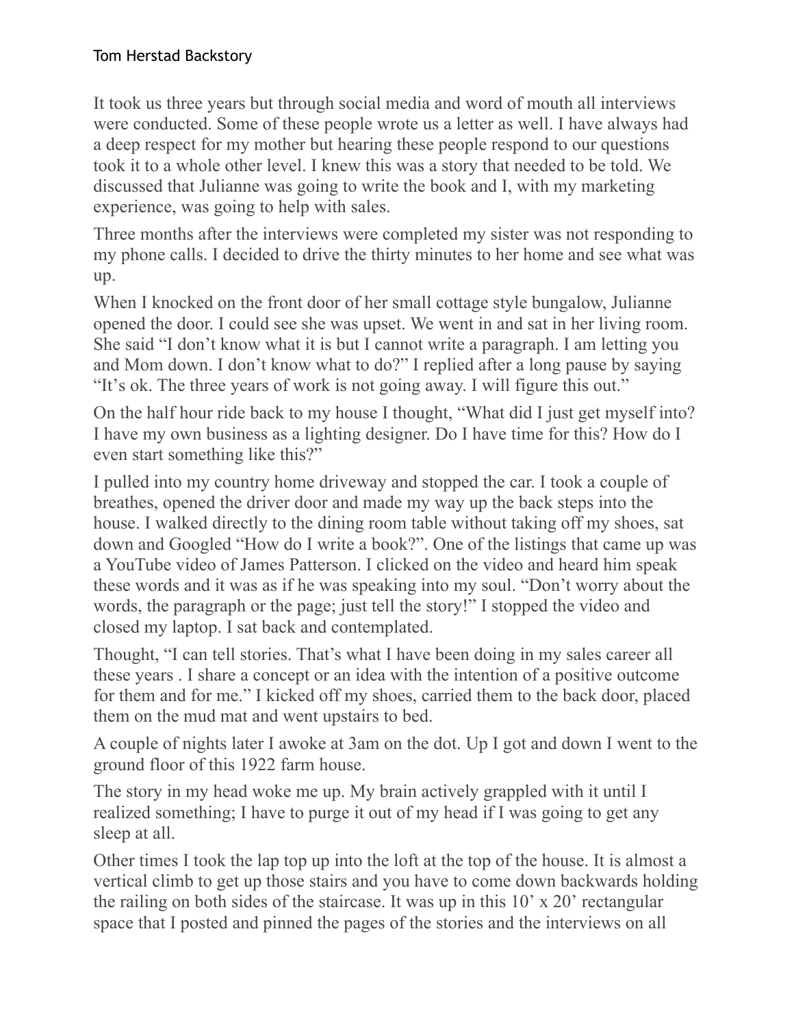Tom Herstad Backstory

It took us three years but through social media and word of mouth all interviews were conducted. Some of these people wrote us a letter as well. I have always had a deep respect for my mother but hearing these people respond to our questions took it to a whole other level. I knew this was a story that needed to be told. We discussed that Julianne was going to write the book and I, with my marketing experience, was going to help with sales.

Three months after the interviews were completed my sister was not responding to my phone calls. I decided to drive the thirty minutes to her home and see what was up.

When I knocked on the front door of her small cottage style bungalow, Julianne opened the door. I could see she was upset. We went in and sat in her living room. She said "I don't know what it is but I cannot write a paragraph. I am letting you and Mom down. I don't know what to do?" I replied after a long pause by saying "It's ok. The three years of work is not going away. I will figure this out."

On the half hour ride back to my house I thought, "What did I just get myself into? I have my own business as a lighting designer. Do I have time for this? How do I even start something like this?"

I pulled into my country home driveway and stopped the car. I took a couple of breathes, opened the driver door and made my way up the back steps into the house. I walked directly to the dining room table without taking off my shoes, sat down and Googled "How do I write a book?". One of the listings that came up was a YouTube video of James Patterson. I clicked on the video and heard him speak these words and it was as if he was speaking into my soul. "Don't worry about the words, the paragraph or the page; just tell the story!" I stopped the video and closed my laptop. I sat back and contemplated.

Thought, "I can tell stories. That's what I have been doing in my sales career all these years . I share a concept or an idea with the intention of a positive outcome for them and for me." I kicked off my shoes, carried them to the back door, placed them on the mud mat and went upstairs to bed.

A couple of nights later I awoke at 3am on the dot. Up I got and down I went to the ground floor of this 1922 farm house.

The story in my head woke me up. My brain actively grappled with it until I realized something; I have to purge it out of my head if I was going to get any sleep at all.

Other times I took the lap top up into the loft at the top of the house. It is almost a vertical climb to get up those stairs and you have to come down backwards holding the railing on both sides of the staircase. It was up in this 10' x 20' rectangular space that I posted and pinned the pages of the stories and the interviews on all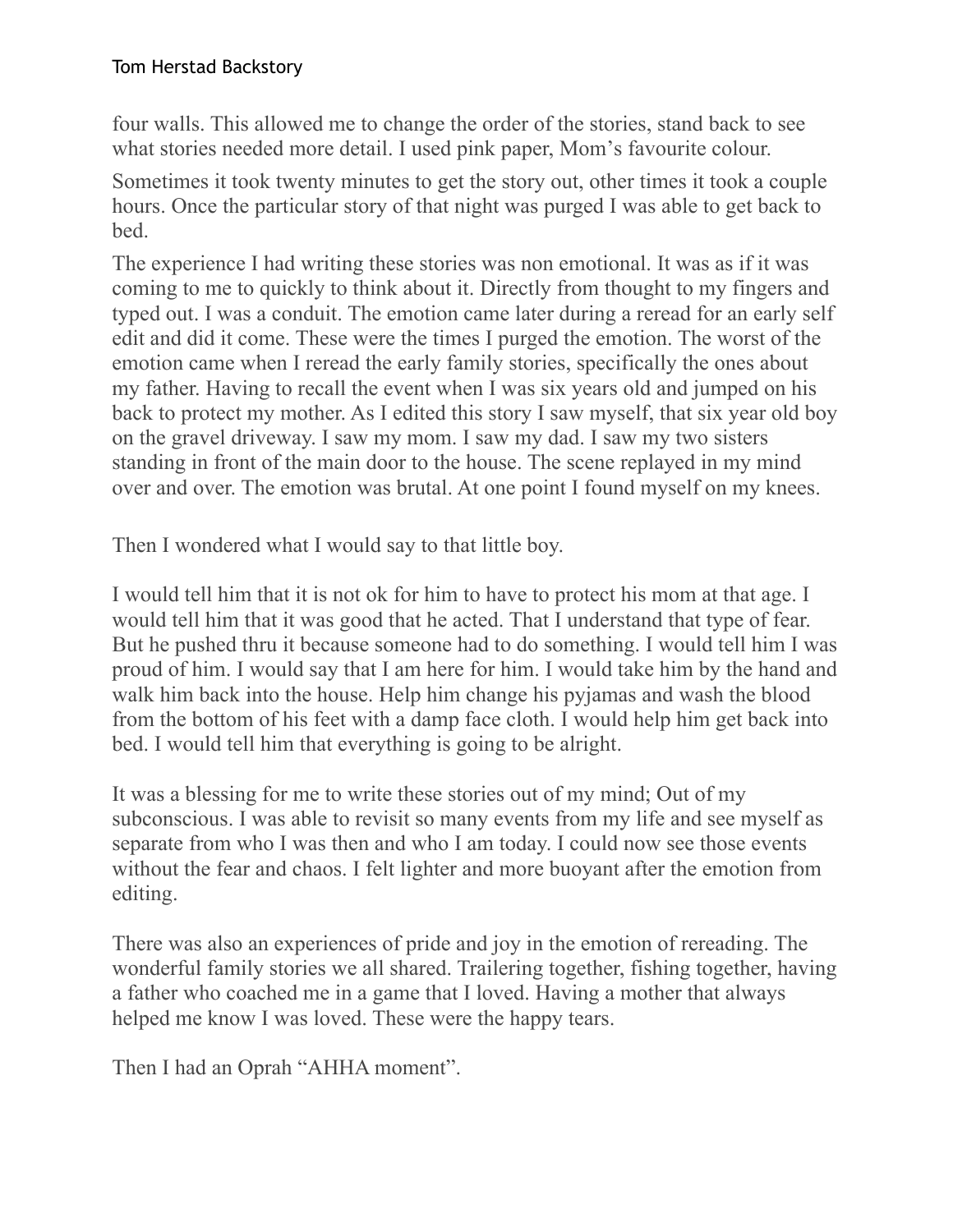four walls. This allowed me to change the order of the stories, stand back to see what stories needed more detail. I used pink paper, Mom's favourite colour.

Sometimes it took twenty minutes to get the story out, other times it took a couple hours. Once the particular story of that night was purged I was able to get back to bed.

The experience I had writing these stories was non emotional. It was as if it was coming to me to quickly to think about it. Directly from thought to my fingers and typed out. I was a conduit. The emotion came later during a reread for an early self edit and did it come. These were the times I purged the emotion. The worst of the emotion came when I reread the early family stories, specifically the ones about my father. Having to recall the event when I was six years old and jumped on his back to protect my mother. As I edited this story I saw myself, that six year old boy on the gravel driveway. I saw my mom. I saw my dad. I saw my two sisters standing in front of the main door to the house. The scene replayed in my mind over and over. The emotion was brutal. At one point I found myself on my knees.

Then I wondered what I would say to that little boy.

I would tell him that it is not ok for him to have to protect his mom at that age. I would tell him that it was good that he acted. That I understand that type of fear. But he pushed thru it because someone had to do something. I would tell him I was proud of him. I would say that I am here for him. I would take him by the hand and walk him back into the house. Help him change his pyjamas and wash the blood from the bottom of his feet with a damp face cloth. I would help him get back into bed. I would tell him that everything is going to be alright.

It was a blessing for me to write these stories out of my mind; Out of my subconscious. I was able to revisit so many events from my life and see myself as separate from who I was then and who I am today. I could now see those events without the fear and chaos. I felt lighter and more buoyant after the emotion from editing.

There was also an experiences of pride and joy in the emotion of rereading. The wonderful family stories we all shared. Trailering together, fishing together, having a father who coached me in a game that I loved. Having a mother that always helped me know I was loved. These were the happy tears.

Then I had an Oprah "AHHA moment".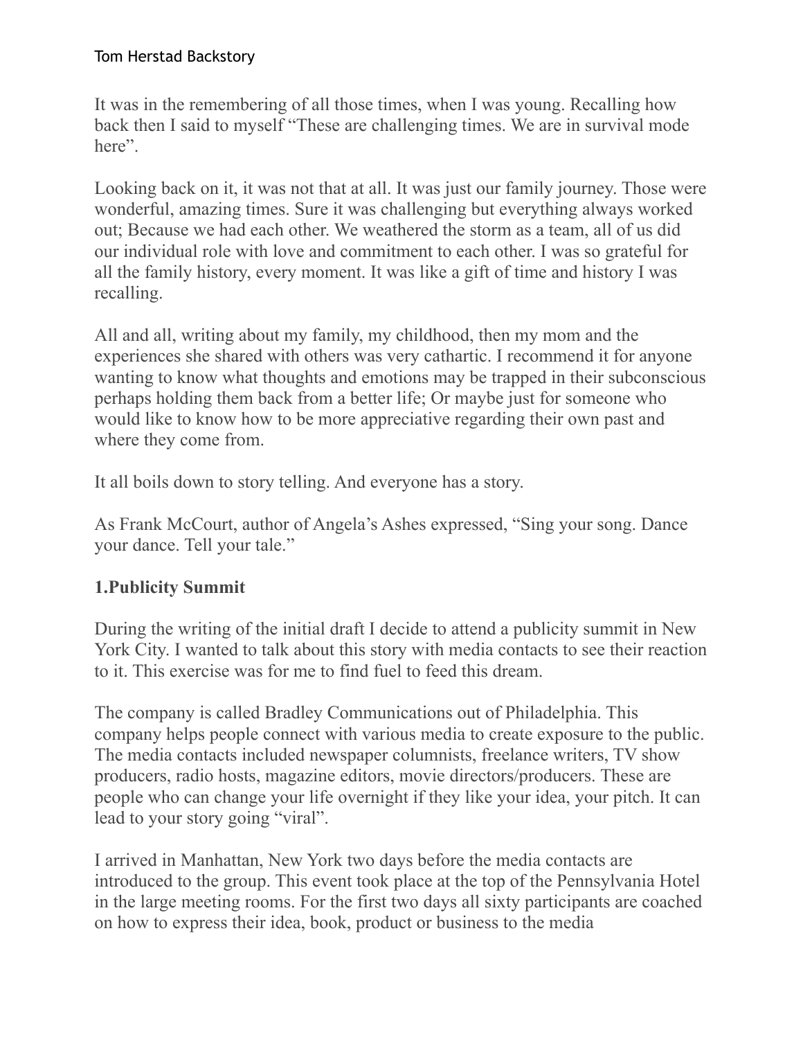It was in the remembering of all those times, when I was young. Recalling how back then I said to myself "These are challenging times. We are in survival mode here".

Looking back on it, it was not that at all. It was just our family journey. Those were wonderful, amazing times. Sure it was challenging but everything always worked out; Because we had each other. We weathered the storm as a team, all of us did our individual role with love and commitment to each other. I was so grateful for all the family history, every moment. It was like a gift of time and history I was recalling.

All and all, writing about my family, my childhood, then my mom and the experiences she shared with others was very cathartic. I recommend it for anyone wanting to know what thoughts and emotions may be trapped in their subconscious perhaps holding them back from a better life; Or maybe just for someone who would like to know how to be more appreciative regarding their own past and where they come from.

It all boils down to story telling. And everyone has a story.

As Frank McCourt, author of Angela's Ashes expressed, "Sing your song. Dance your dance. Tell your tale."

## 1.Publicity Summit

During the writing of the initial draft I decide to attend a publicity summit in New York City. I wanted to talk about this story with media contacts to see their reaction to it. This exercise was for me to find fuel to feed this dream.

The company is called Bradley Communications out of Philadelphia. This company helps people connect with various media to create exposure to the public. The media contacts included newspaper columnists, freelance writers, TV show producers, radio hosts, magazine editors, movie directors/producers. These are people who can change your life overnight if they like your idea, your pitch. It can lead to your story going "viral".

I arrived in Manhattan, New York two days before the media contacts are introduced to the group. This event took place at the top of the Pennsylvania Hotel in the large meeting rooms. For the first two days all sixty participants are coached on how to express their idea, book, product or business to the media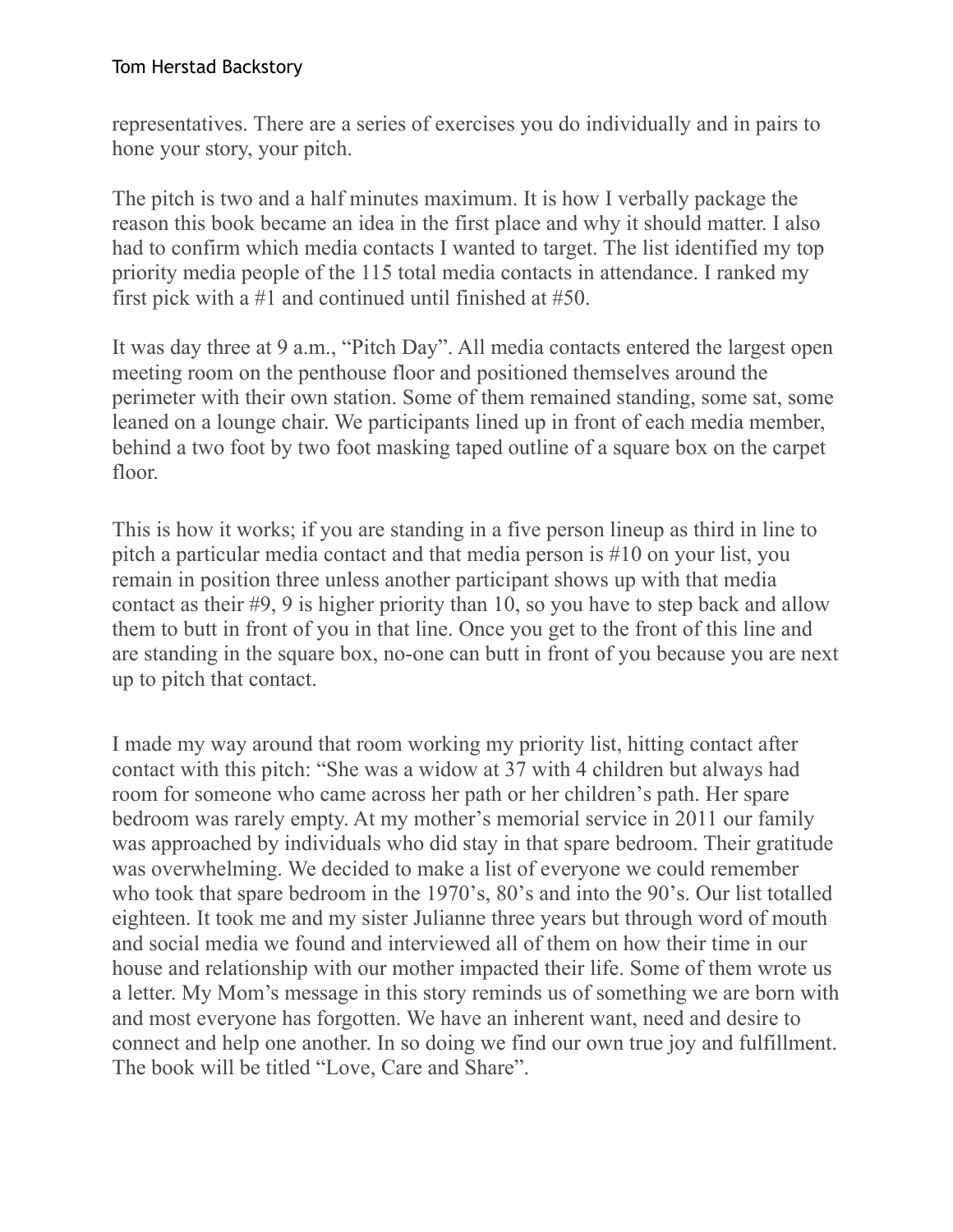representatives. There are a series of exercises you do individually and in pairs to hone your story, your pitch.

The pitch is two and a half minutes maximum. It is how I verbally package the reason this book became an idea in the first place and why it should matter. I also had to confirm which media contacts I wanted to target. The list identified my top priority media people of the 115 total media contacts in attendance. I ranked my first pick with a #1 and continued until finished at #50.

It was day three at 9 a.m., "Pitch Day". All media contacts entered the largest open meeting room on the penthouse floor and positioned themselves around the perimeter with their own station. Some of them remained standing, some sat, some leaned on a lounge chair. We participants lined up in front of each media member, behind a two foot by two foot masking taped outline of a square box on the carpet floor.

This is how it works; if you are standing in a five person lineup as third in line to pitch a particular media contact and that media person is #10 on your list, you remain in position three unless another participant shows up with that media contact as their #9, 9 is higher priority than 10, so you have to step back and allow them to butt in front of you in that line. Once you get to the front of this line and are standing in the square box, no-one can butt in front of you because you are next up to pitch that contact.

I made my way around that room working my priority list, hitting contact after contact with this pitch: "She was a widow at 37 with 4 children but always had room for someone who came across her path or her children's path. Her spare bedroom was rarely empty. At my mother's memorial service in 2011 our family was approached by individuals who did stay in that spare bedroom. Their gratitude was overwhelming. We decided to make a list of everyone we could remember who took that spare bedroom in the 1970's, 80's and into the 90's. Our list totalled eighteen. It took me and my sister Julianne three years but through word of mouth and social media we found and interviewed all of them on how their time in our house and relationship with our mother impacted their life. Some of them wrote us a letter. My Mom's message in this story reminds us of something we are born with and most everyone has forgotten. We have an inherent want, need and desire to connect and help one another. In so doing we find our own true joy and fulfillment. The book will be titled "Love, Care and Share".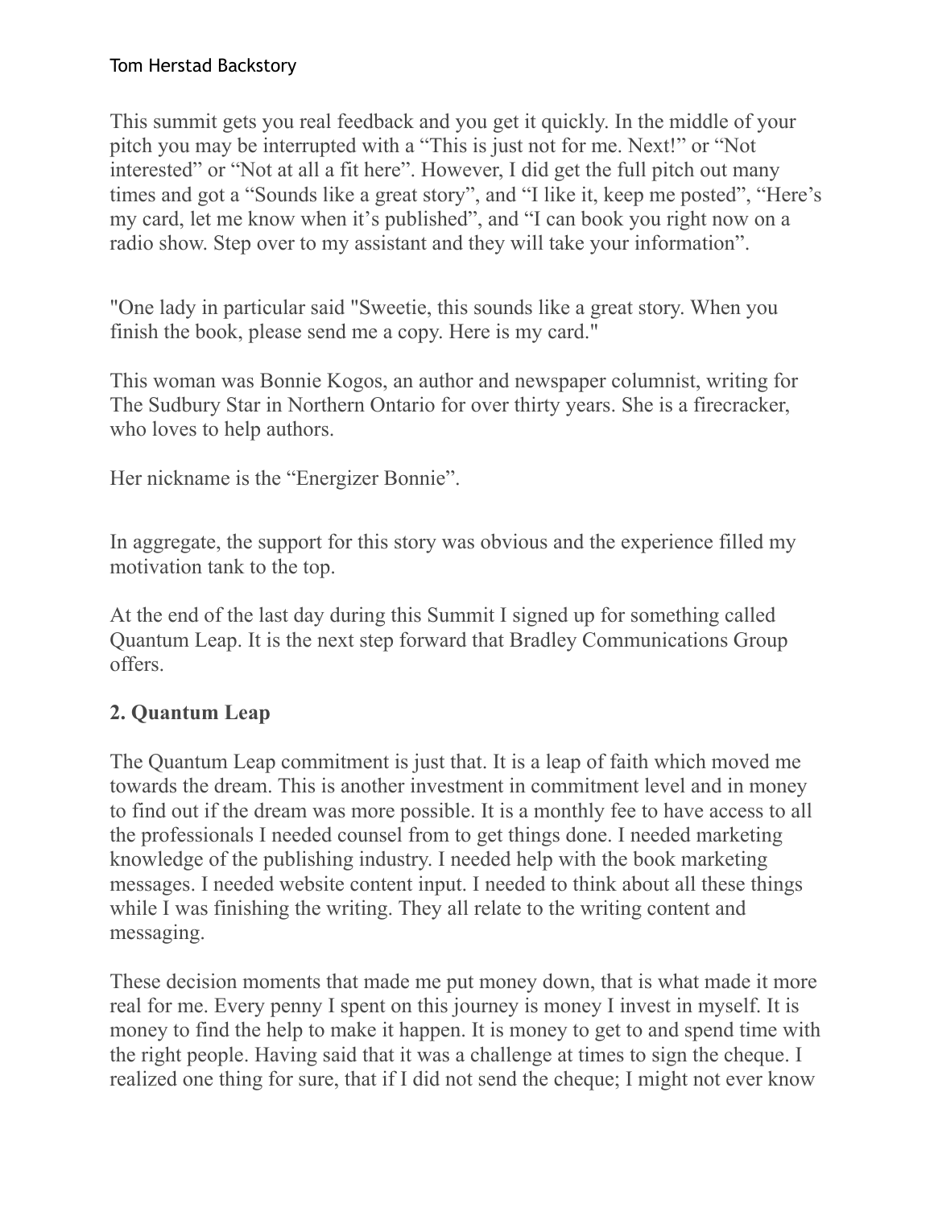This summit gets you real feedback and you get it quickly. In the middle of your pitch you may be interrupted with a "This is just not for me. Next!" or "Not interested" or "Not at all a fit here". However, I did get the full pitch out many times and got a "Sounds like a great story", and "I like it, keep me posted", "Here's my card, let me know when it's published", and "I can book you right now on a radio show. Step over to my assistant and they will take your information".

"One lady in particular said "Sweetie, this sounds like a great story. When you finish the book, please send me a copy. Here is my card."

This woman was Bonnie Kogos, an author and newspaper columnist, writing for The Sudbury Star in Northern Ontario for over thirty years. She is a firecracker, who loves to help authors.

Her nickname is the "Energizer Bonnie".

In aggregate, the support for this story was obvious and the experience filled my motivation tank to the top.

At the end of the last day during this Summit I signed up for something called Quantum Leap. It is the next step forward that Bradley Communications Group offers.

**2. Quantum Leap**

The Quantum Leap commitment is just that. It is a leap of faith which moved me towards the dream. This is another investment in commitment level and in money to find out if the dream was more possible. It is a monthly fee to have access to all the professionals I needed counsel from to get things done. I needed marketing knowledge of the publishing industry. I needed help with the book marketing messages. I needed website content input. I needed to think about all these things while I was finishing the writing. They all relate to the writing content and messaging.

These decision moments that made me put money down, that is what made it more real for me. Every penny I spent on this journey is money I invest in myself. It is money to find the help to make it happen. It is money to get to and spend time with the right people. Having said that it was a challenge at times to sign the cheque. I realized one thing for sure, that if I did not send the cheque; I might not ever know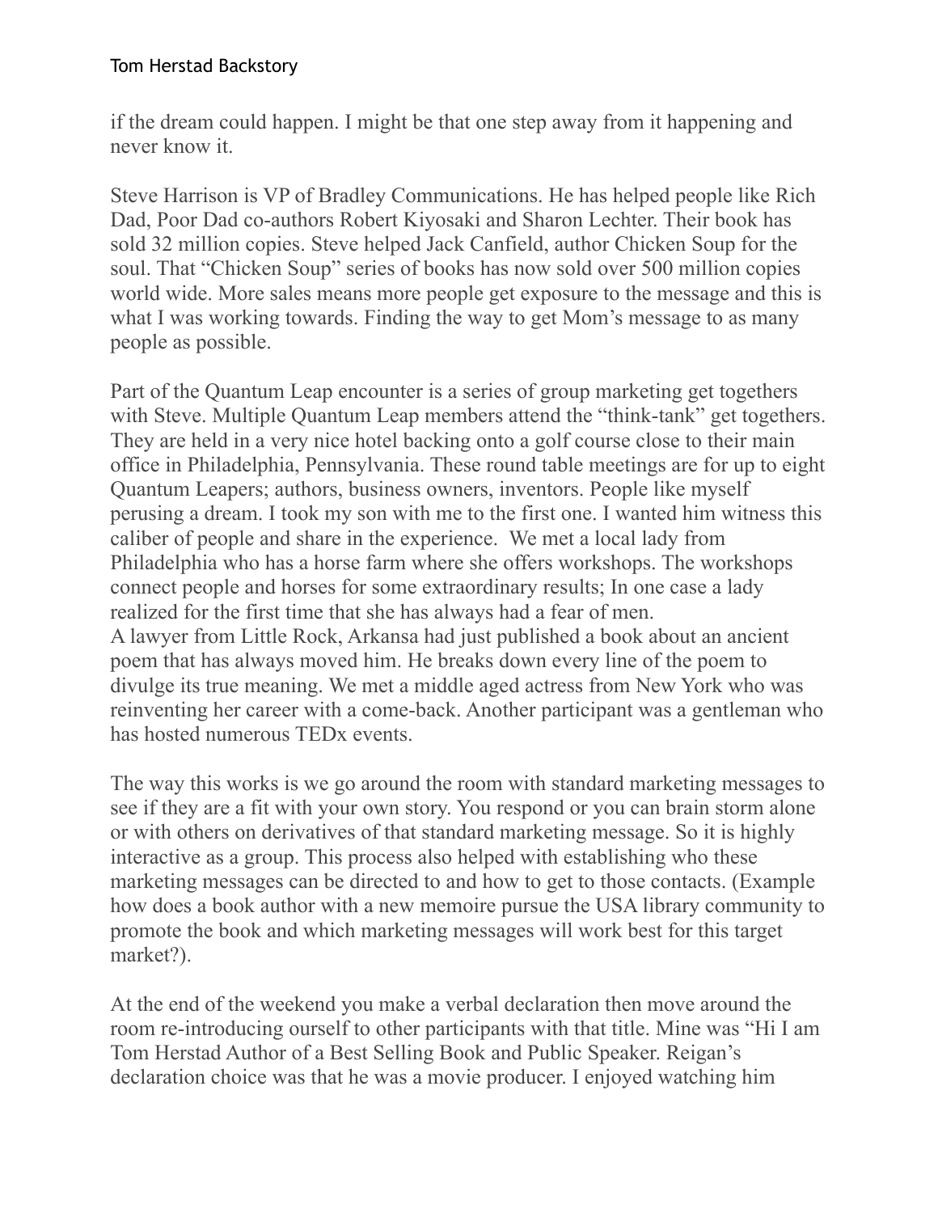if the dream could happen. I might be that one step away from it happening and never know it.

Steve Harrison is VP of Bradley Communications. He has helped people like Rich Dad, Poor Dad co-authors Robert Kiyosaki and Sharon Lechter. Their book has sold 32 million copies. Steve helped Jack Canfield, author Chicken Soup for the soul. That "Chicken Soup" series of books has now sold over 500 million copies world wide. More sales means more people get exposure to the message and this is what I was working towards. Finding the way to get Mom's message to as many people as possible.

Part of the Quantum Leap encounter is a series of group marketing get togethers with Steve. Multiple Quantum Leap members attend the "think-tank" get togethers. They are held in a very nice hotel backing onto a golf course close to their main office in Philadelphia, Pennsylvania. These round table meetings are for up to eight Quantum Leapers; authors, business owners, inventors. People like myself perusing a dream. I took my son with me to the first one. I wanted him witness this caliber of people and share in the experience. We met a local lady from Philadelphia who has a horse farm where she offers workshops. The workshops connect people and horses for some extraordinary results; In one case a lady realized for the first time that she has always had a fear of men.
A lawyer from Little Rock, Arkansa had just published a book about an ancient poem that has always moved him. He breaks down every line of the poem to divulge its true meaning. We met a middle aged actress from New York who was reinventing her career with a come-back. Another participant was a gentleman who has hosted numerous TEDx events.

The way this works is we go around the room with standard marketing messages to see if they are a fit with your own story. You respond or you can brain storm alone or with others on derivatives of that standard marketing message. So it is highly interactive as a group. This process also helped with establishing who these marketing messages can be directed to and how to get to those contacts. (Example how does a book author with a new memoire pursue the USA library community to promote the book and which marketing messages will work best for this target market?).

At the end of the weekend you make a verbal declaration then move around the room re-introducing ourself to other participants with that title. Mine was "Hi I am Tom Herstad Author of a Best Selling Book and Public Speaker. Reigan's declaration choice was that he was a movie producer. I enjoyed watching him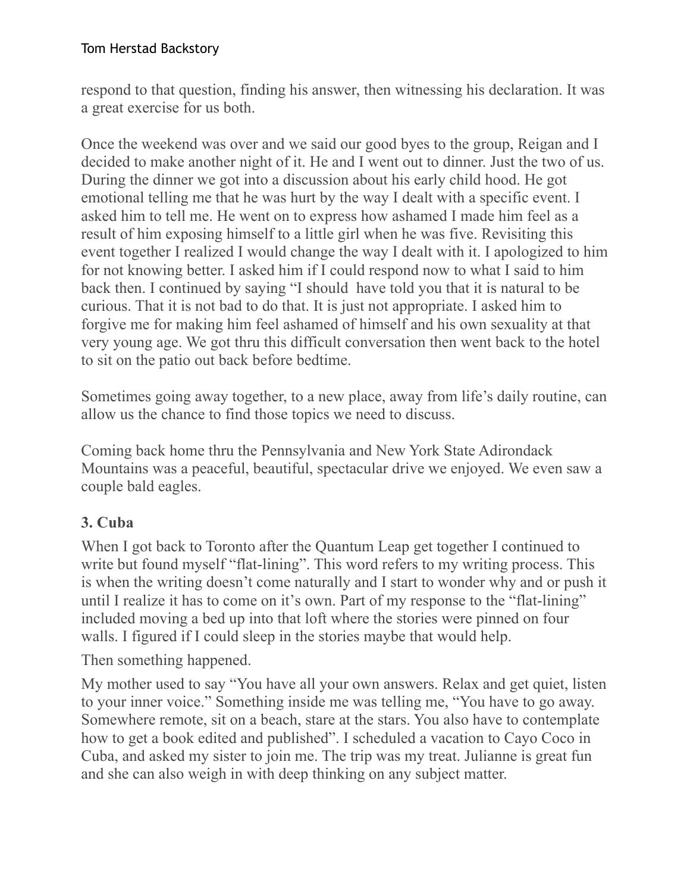respond to that question, finding his answer, then witnessing his declaration. It was a great exercise for us both.

Once the weekend was over and we said our good byes to the group, Reigan and I decided to make another night of it. He and I went out to dinner. Just the two of us. During the dinner we got into a discussion about his early child hood. He got emotional telling me that he was hurt by the way I dealt with a specific event. I asked him to tell me. He went on to express how ashamed I made him feel as a result of him exposing himself to a little girl when he was five. Revisiting this event together I realized I would change the way I dealt with it. I apologized to him for not knowing better. I asked him if I could respond now to what I said to him back then. I continued by saying "I should have told you that it is natural to be curious. That it is not bad to do that. It is just not appropriate. I asked him to forgive me for making him feel ashamed of himself and his own sexuality at that very young age. We got thru this difficult conversation then went back to the hotel to sit on the patio out back before bedtime.

Sometimes going away together, to a new place, away from life's daily routine, can allow us the chance to find those topics we need to discuss.

Coming back home thru the Pennsylvania and New York State Adirondack Mountains was a peaceful, beautiful, spectacular drive we enjoyed. We even saw a couple bald eagles.

### 3. Cuba

When I got back to Toronto after the Quantum Leap get together I continued to write but found myself "flat-lining". This word refers to my writing process. This is when the writing doesn't come naturally and I start to wonder why and or push it until I realize it has to come on it's own. Part of my response to the "flat-lining" included moving a bed up into that loft where the stories were pinned on four walls. I figured if I could sleep in the stories maybe that would help.

Then something happened.

My mother used to say "You have all your own answers. Relax and get quiet, listen to your inner voice." Something inside me was telling me, "You have to go away. Somewhere remote, sit on a beach, stare at the stars. You also have to contemplate how to get a book edited and published". I scheduled a vacation to Cayo Coco in Cuba, and asked my sister to join me. The trip was my treat. Julianne is great fun and she can also weigh in with deep thinking on any subject matter.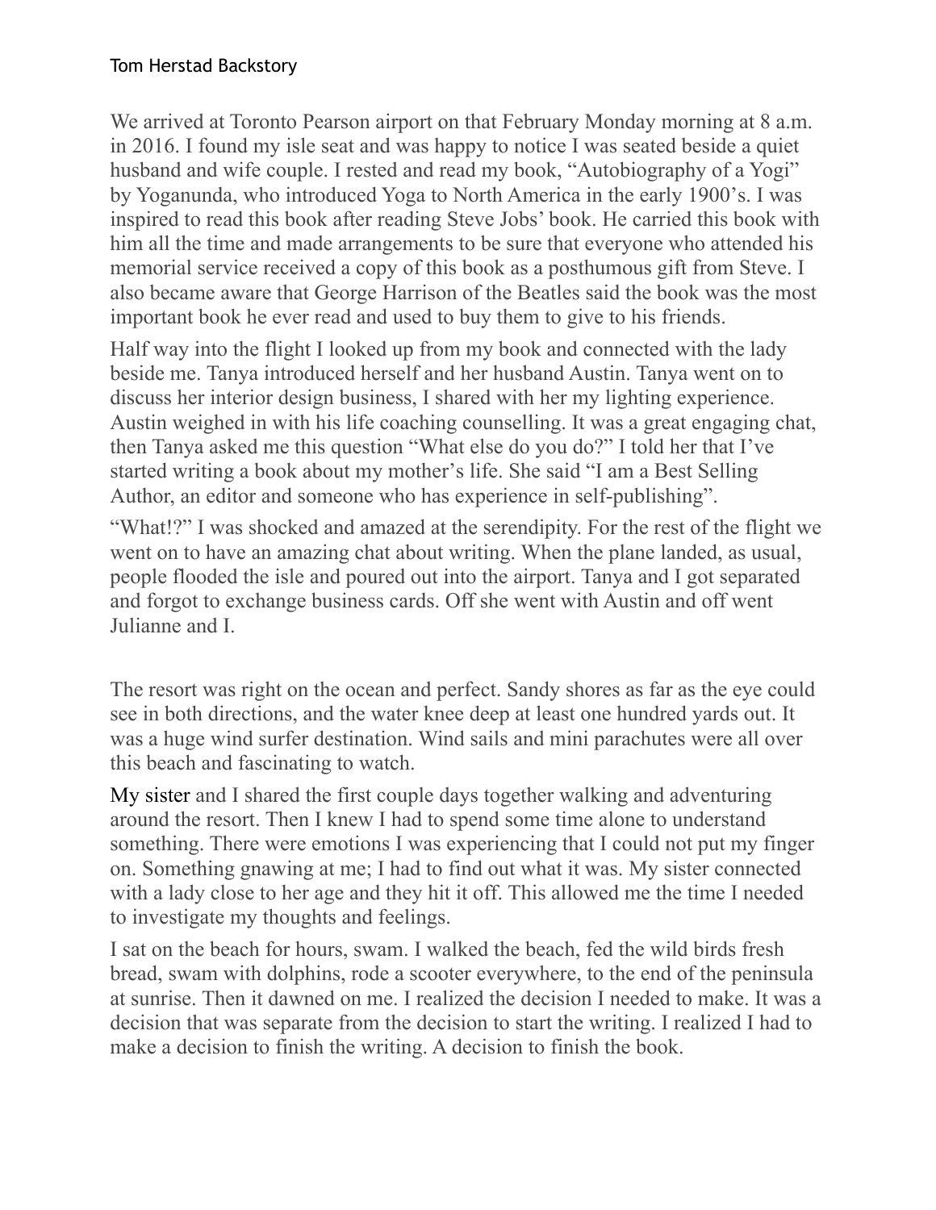Tom Herstad Backstory

We arrived at Toronto Pearson airport on that February Monday morning at 8 a.m. in 2016. I found my isle seat and was happy to notice I was seated beside a quiet husband and wife couple. I rested and read my book, "Autobiography of a Yogi" by Yoganunda, who introduced Yoga to North America in the early 1900's. I was inspired to read this book after reading Steve Jobs' book. He carried this book with him all the time and made arrangements to be sure that everyone who attended his memorial service received a copy of this book as a posthumous gift from Steve. I also became aware that George Harrison of the Beatles said the book was the most important book he ever read and used to buy them to give to his friends.

Half way into the flight I looked up from my book and connected with the lady beside me. Tanya introduced herself and her husband Austin. Tanya went on to discuss her interior design business, I shared with her my lighting experience. Austin weighed in with his life coaching counselling. It was a great engaging chat, then Tanya asked me this question "What else do you do?" I told her that I've started writing a book about my mother's life. She said "I am a Best Selling Author, an editor and someone who has experience in self-publishing".

"What!?" I was shocked and amazed at the serendipity. For the rest of the flight we went on to have an amazing chat about writing. When the plane landed, as usual, people flooded the isle and poured out into the airport. Tanya and I got separated and forgot to exchange business cards. Off she went with Austin and off went Julianne and I.

The resort was right on the ocean and perfect. Sandy shores as far as the eye could see in both directions, and the water knee deep at least one hundred yards out. It was a huge wind surfer destination. Wind sails and mini parachutes were all over this beach and fascinating to watch.

My sister and I shared the first couple days together walking and adventuring around the resort. Then I knew I had to spend some time alone to understand something. There were emotions I was experiencing that I could not put my finger on. Something gnawing at me; I had to find out what it was. My sister connected with a lady close to her age and they hit it off. This allowed me the time I needed to investigate my thoughts and feelings.

I sat on the beach for hours, swam. I walked the beach, fed the wild birds fresh bread, swam with dolphins, rode a scooter everywhere, to the end of the peninsula at sunrise. Then it dawned on me. I realized the decision I needed to make. It was a decision that was separate from the decision to start the writing. I realized I had to make a decision to finish the writing. A decision to finish the book.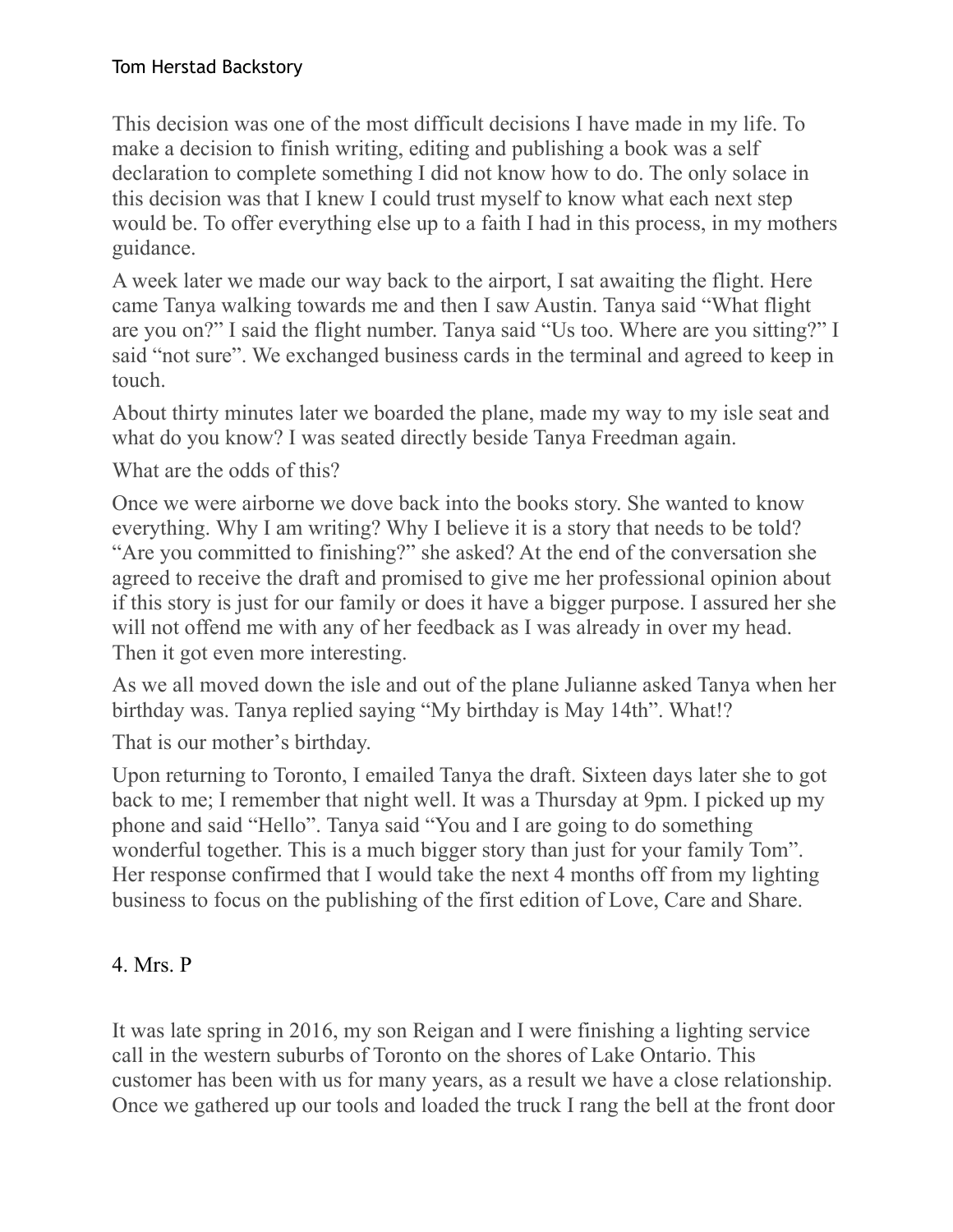This decision was one of the most difficult decisions I have made in my life. To make a decision to finish writing, editing and publishing a book was a self declaration to complete something I did not know how to do. The only solace in this decision was that I knew I could trust myself to know what each next step would be. To offer everything else up to a faith I had in this process, in my mothers guidance.

A week later we made our way back to the airport, I sat awaiting the flight. Here came Tanya walking towards me and then I saw Austin. Tanya said "What flight are you on?" I said the flight number. Tanya said "Us too. Where are you sitting?" I said "not sure". We exchanged business cards in the terminal and agreed to keep in touch.

About thirty minutes later we boarded the plane, made my way to my isle seat and what do you know? I was seated directly beside Tanya Freedman again.

What are the odds of this?

Once we were airborne we dove back into the books story. She wanted to know everything. Why I am writing? Why I believe it is a story that needs to be told? "Are you committed to finishing?" she asked? At the end of the conversation she agreed to receive the draft and promised to give me her professional opinion about if this story is just for our family or does it have a bigger purpose. I assured her she will not offend me with any of her feedback as I was already in over my head. Then it got even more interesting.

As we all moved down the isle and out of the plane Julianne asked Tanya when her birthday was. Tanya replied saying "My birthday is May 14th". What!?

That is our mother's birthday.

Upon returning to Toronto, I emailed Tanya the draft. Sixteen days later she to got back to me; I remember that night well. It was a Thursday at 9pm. I picked up my phone and said "Hello". Tanya said "You and I are going to do something wonderful together. This is a much bigger story than just for your family Tom". Her response confirmed that I would take the next 4 months off from my lighting business to focus on the publishing of the first edition of Love, Care and Share.

## 4. Mrs. P

It was late spring in 2016, my son Reigan and I were finishing a lighting service call in the western suburbs of Toronto on the shores of Lake Ontario. This customer has been with us for many years, as a result we have a close relationship. Once we gathered up our tools and loaded the truck I rang the bell at the front door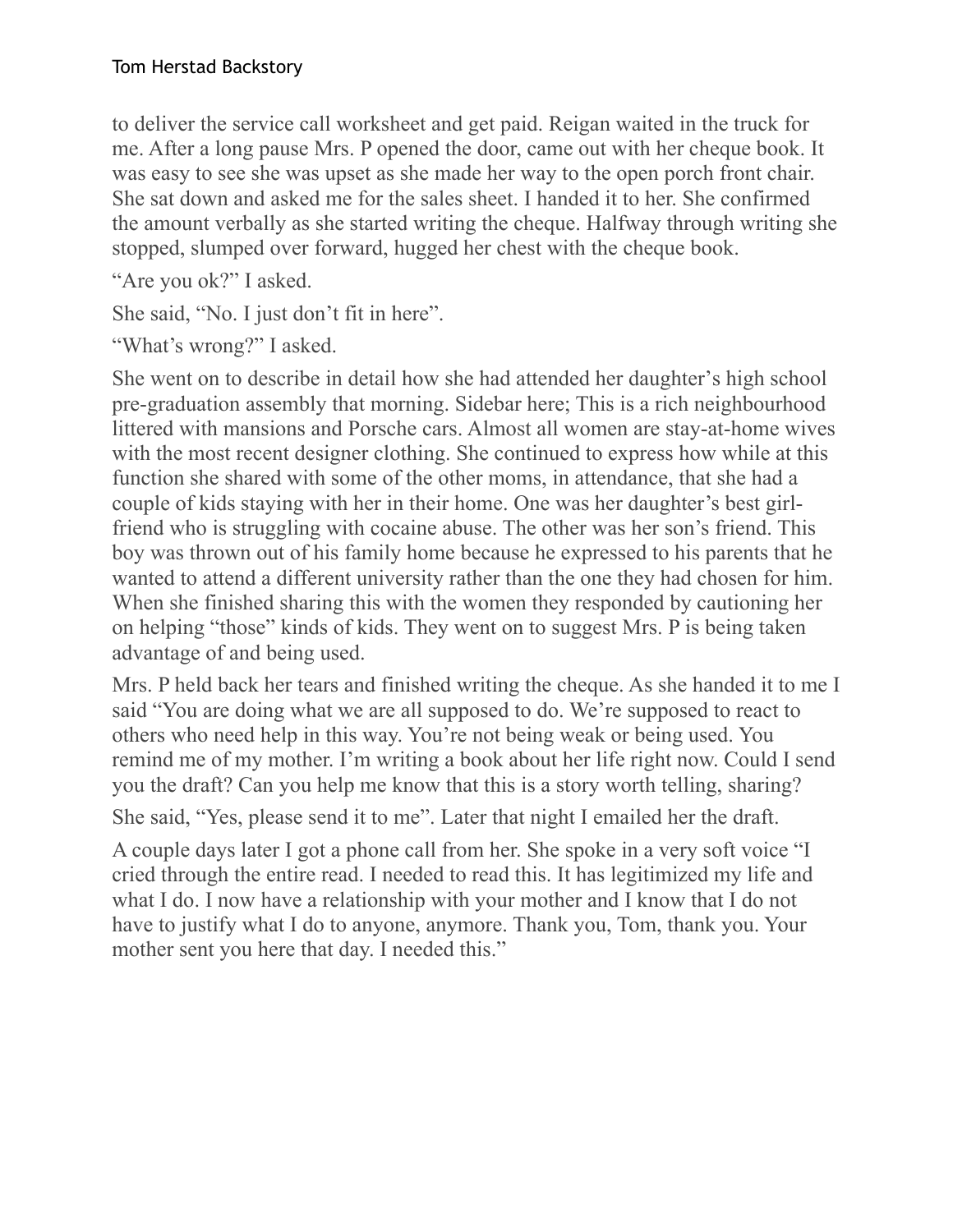to deliver the service call worksheet and get paid. Reigan waited in the truck for me. After a long pause Mrs. P opened the door, came out with her cheque book. It was easy to see she was upset as she made her way to the open porch front chair. She sat down and asked me for the sales sheet. I handed it to her. She confirmed the amount verbally as she started writing the cheque. Halfway through writing she stopped, slumped over forward, hugged her chest with the cheque book.

“Are you ok?” I asked.

She said, “No. I just don’t fit in here”.

“What’s wrong?” I asked.

She went on to describe in detail how she had attended her daughter’s high school pre-graduation assembly that morning. Sidebar here; This is a rich neighbourhood littered with mansions and Porsche cars. Almost all women are stay-at-home wives with the most recent designer clothing. She continued to express how while at this function she shared with some of the other moms, in attendance, that she had a couple of kids staying with her in their home. One was her daughter’s best girl-friend who is struggling with cocaine abuse. The other was her son’s friend. This boy was thrown out of his family home because he expressed to his parents that he wanted to attend a different university rather than the one they had chosen for him. When she finished sharing this with the women they responded by cautioning her on helping “those” kinds of kids. They went on to suggest Mrs. P is being taken advantage of and being used.

Mrs. P held back her tears and finished writing the cheque. As she handed it to me I said “You are doing what we are all supposed to do. We’re supposed to react to others who need help in this way. You’re not being weak or being used. You remind me of my mother. I’m writing a book about her life right now. Could I send you the draft? Can you help me know that this is a story worth telling, sharing?

She said, “Yes, please send it to me”. Later that night I emailed her the draft.

A couple days later I got a phone call from her. She spoke in a very soft voice “I cried through the entire read. I needed to read this. It has legitimized my life and what I do. I now have a relationship with your mother and I know that I do not have to justify what I do to anyone, anymore. Thank you, Tom, thank you. Your mother sent you here that day. I needed this.”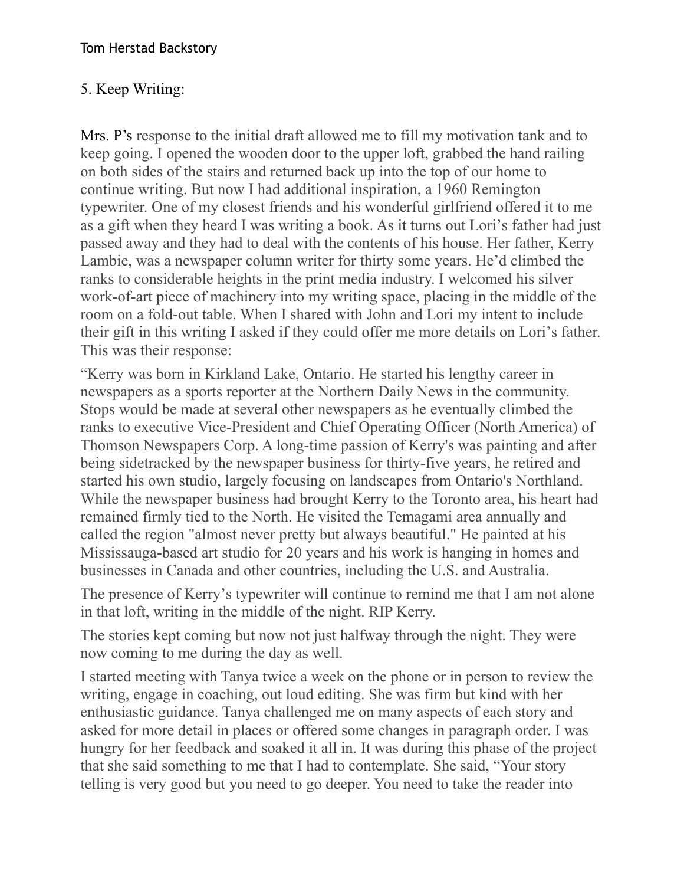## 5. Keep Writing:

Mrs. P's response to the initial draft allowed me to fill my motivation tank and to keep going. I opened the wooden door to the upper loft, grabbed the hand railing on both sides of the stairs and returned back up into the top of our home to continue writing. But now I had additional inspiration, a 1960 Remington typewriter. One of my closest friends and his wonderful girlfriend offered it to me as a gift when they heard I was writing a book. As it turns out Lori's father had just passed away and they had to deal with the contents of his house. Her father, Kerry Lambie, was a newspaper column writer for thirty some years. He'd climbed the ranks to considerable heights in the print media industry. I welcomed his silver work-of-art piece of machinery into my writing space, placing in the middle of the room on a fold-out table. When I shared with John and Lori my intent to include their gift in this writing I asked if they could offer me more details on Lori's father. This was their response:

"Kerry was born in Kirkland Lake, Ontario. He started his lengthy career in newspapers as a sports reporter at the Northern Daily News in the community. Stops would be made at several other newspapers as he eventually climbed the ranks to executive Vice-President and Chief Operating Officer (North America) of Thomson Newspapers Corp. A long-time passion of Kerry's was painting and after being sidetracked by the newspaper business for thirty-five years, he retired and started his own studio, largely focusing on landscapes from Ontario's Northland. While the newspaper business had brought Kerry to the Toronto area, his heart had remained firmly tied to the North. He visited the Temagami area annually and called the region "almost never pretty but always beautiful." He painted at his Mississauga-based art studio for 20 years and his work is hanging in homes and businesses in Canada and other countries, including the U.S. and Australia.

The presence of Kerry's typewriter will continue to remind me that I am not alone in that loft, writing in the middle of the night. RIP Kerry.

The stories kept coming but now not just halfway through the night. They were now coming to me during the day as well.

I started meeting with Tanya twice a week on the phone or in person to review the writing, engage in coaching, out loud editing. She was firm but kind with her enthusiastic guidance. Tanya challenged me on many aspects of each story and asked for more detail in places or offered some changes in paragraph order. I was hungry for her feedback and soaked it all in. It was during this phase of the project that she said something to me that I had to contemplate. She said, "Your story telling is very good but you need to go deeper. You need to take the reader into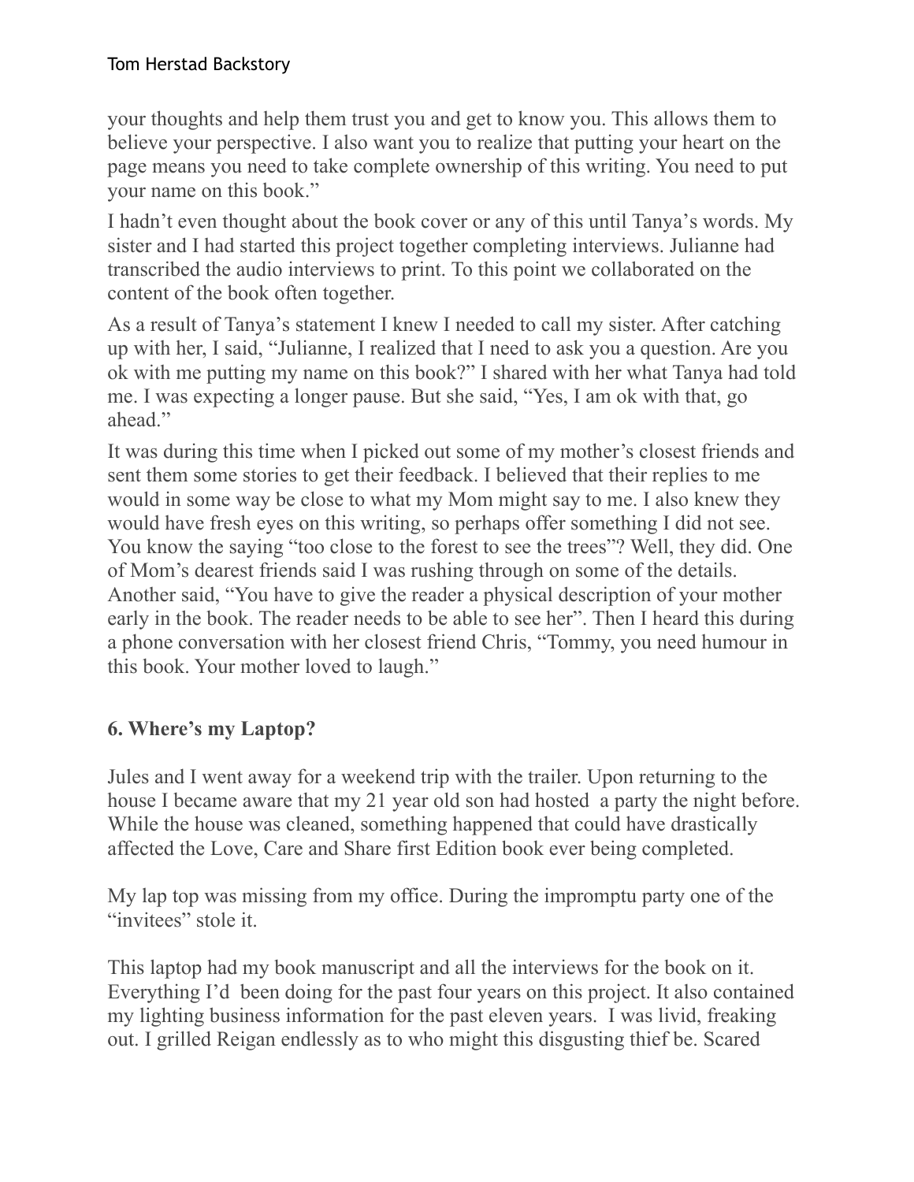your thoughts and help them trust you and get to know you. This allows them to believe your perspective. I also want you to realize that putting your heart on the page means you need to take complete ownership of this writing. You need to put your name on this book."

I hadn't even thought about the book cover or any of this until Tanya's words. My sister and I had started this project together completing interviews. Julianne had transcribed the audio interviews to print. To this point we collaborated on the content of the book often together.

As a result of Tanya's statement I knew I needed to call my sister. After catching up with her, I said, "Julianne, I realized that I need to ask you a question. Are you ok with me putting my name on this book?" I shared with her what Tanya had told me. I was expecting a longer pause. But she said, "Yes, I am ok with that, go ahead."

It was during this time when I picked out some of my mother's closest friends and sent them some stories to get their feedback. I believed that their replies to me would in some way be close to what my Mom might say to me. I also knew they would have fresh eyes on this writing, so perhaps offer something I did not see. You know the saying "too close to the forest to see the trees"? Well, they did. One of Mom's dearest friends said I was rushing through on some of the details. Another said, "You have to give the reader a physical description of your mother early in the book. The reader needs to be able to see her". Then I heard this during a phone conversation with her closest friend Chris, "Tommy, you need humour in this book. Your mother loved to laugh."

### 6. Where's my Laptop?

Jules and I went away for a weekend trip with the trailer. Upon returning to the house I became aware that my 21 year old son had hosted a party the night before. While the house was cleaned, something happened that could have drastically affected the Love, Care and Share first Edition book ever being completed.

My lap top was missing from my office. During the impromptu party one of the "invitees" stole it.

This laptop had my book manuscript and all the interviews for the book on it. Everything I'd been doing for the past four years on this project. It also contained my lighting business information for the past eleven years. I was livid, freaking out. I grilled Reigan endlessly as to who might this disgusting thief be. Scared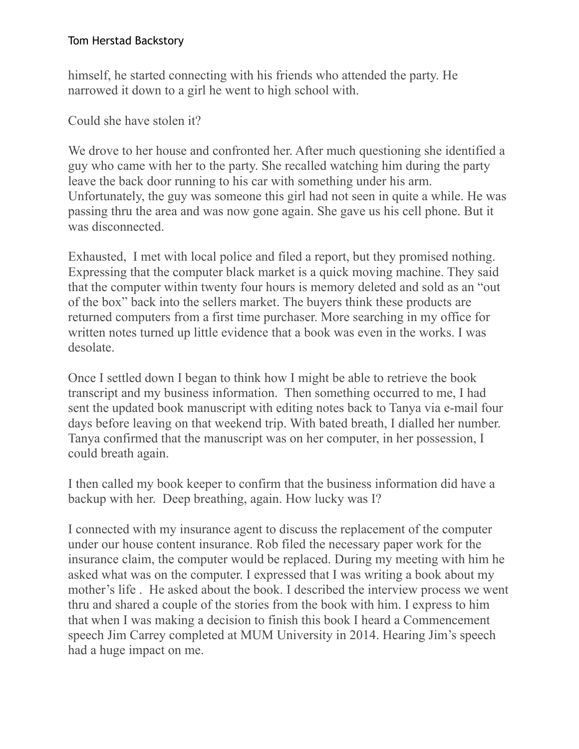himself, he started connecting with his friends who attended the party. He narrowed it down to a girl he went to high school with.

Could she have stolen it?

We drove to her house and confronted her. After much questioning she identified a guy who came with her to the party. She recalled watching him during the party leave the back door running to his car with something under his arm. Unfortunately, the guy was someone this girl had not seen in quite a while. He was passing thru the area and was now gone again. She gave us his cell phone. But it was disconnected.

Exhausted, I met with local police and filed a report, but they promised nothing. Expressing that the computer black market is a quick moving machine. They said that the computer within twenty four hours is memory deleted and sold as an "out of the box" back into the sellers market. The buyers think these products are returned computers from a first time purchaser. More searching in my office for written notes turned up little evidence that a book was even in the works. I was desolate.

Once I settled down I began to think how I might be able to retrieve the book transcript and my business information. Then something occurred to me, I had sent the updated book manuscript with editing notes back to Tanya via e-mail four days before leaving on that weekend trip. With bated breath, I dialled her number. Tanya confirmed that the manuscript was on her computer, in her possession, I could breath again.

I then called my book keeper to confirm that the business information did have a backup with her. Deep breathing, again. How lucky was I?

I connected with my insurance agent to discuss the replacement of the computer under our house content insurance. Rob filed the necessary paper work for the insurance claim, the computer would be replaced. During my meeting with him he asked what was on the computer. I expressed that I was writing a book about my mother's life . He asked about the book. I described the interview process we went thru and shared a couple of the stories from the book with him. I express to him that when I was making a decision to finish this book I heard a Commencement speech Jim Carrey completed at MUM University in 2014. Hearing Jim's speech had a huge impact on me.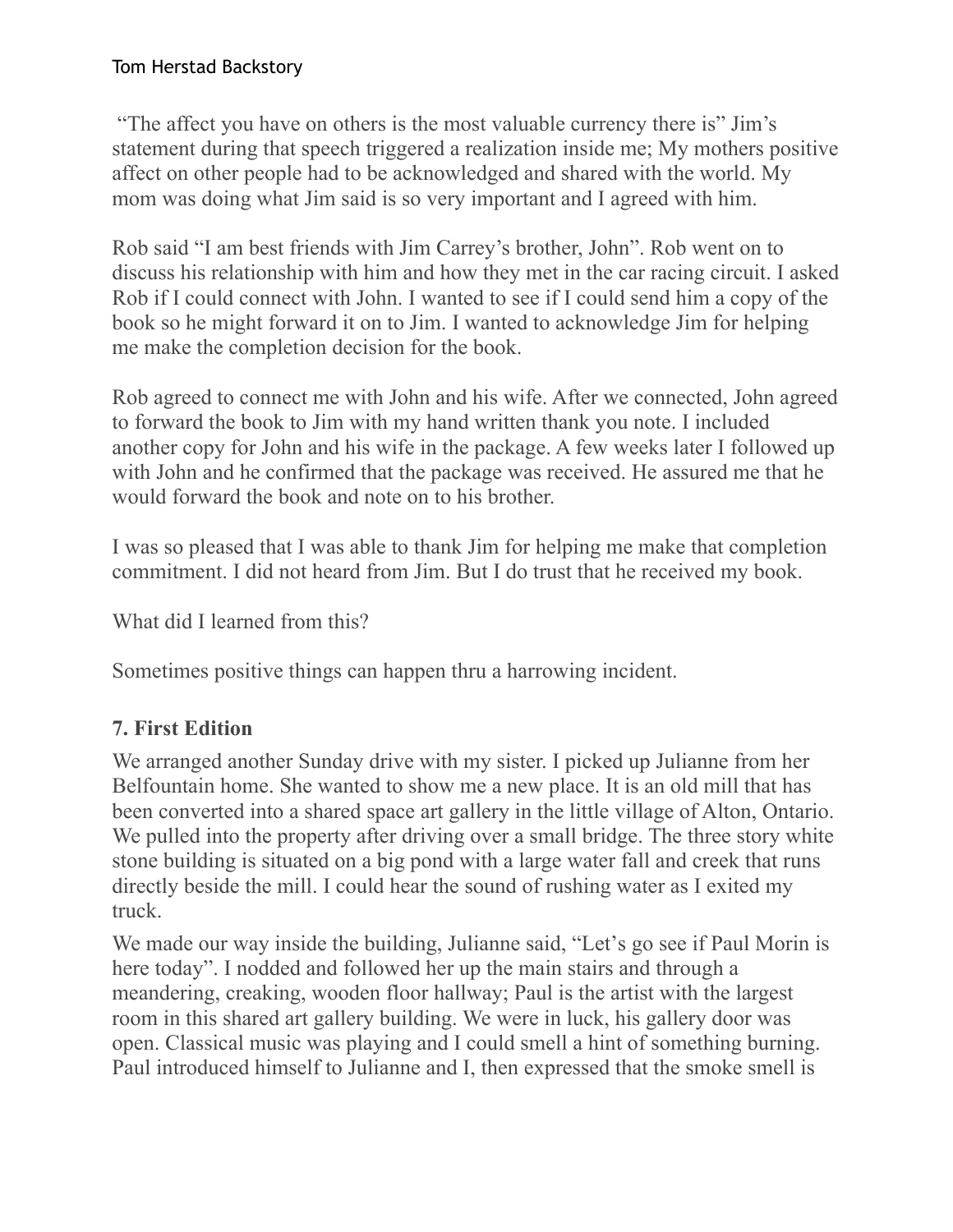"The affect you have on others is the most valuable currency there is" Jim's statement during that speech triggered a realization inside me; My mothers positive affect on other people had to be acknowledged and shared with the world. My mom was doing what Jim said is so very important and I agreed with him.

Rob said "I am best friends with Jim Carrey's brother, John". Rob went on to discuss his relationship with him and how they met in the car racing circuit. I asked Rob if I could connect with John. I wanted to see if I could send him a copy of the book so he might forward it on to Jim. I wanted to acknowledge Jim for helping me make the completion decision for the book.

Rob agreed to connect me with John and his wife. After we connected, John agreed to forward the book to Jim with my hand written thank you note. I included another copy for John and his wife in the package. A few weeks later I followed up with John and he confirmed that the package was received. He assured me that he would forward the book and note on to his brother.

I was so pleased that I was able to thank Jim for helping me make that completion commitment. I did not heard from Jim. But I do trust that he received my book.

What did I learned from this?

Sometimes positive things can happen thru a harrowing incident.

## 7. First Edition

We arranged another Sunday drive with my sister. I picked up Julianne from her Belfountain home. She wanted to show me a new place. It is an old mill that has been converted into a shared space art gallery in the little village of Alton, Ontario. We pulled into the property after driving over a small bridge. The three story white stone building is situated on a big pond with a large water fall and creek that runs directly beside the mill. I could hear the sound of rushing water as I exited my truck.

We made our way inside the building, Julianne said, "Let's go see if Paul Morin is here today". I nodded and followed her up the main stairs and through a meandering, creaking, wooden floor hallway; Paul is the artist with the largest room in this shared art gallery building. We were in luck, his gallery door was open. Classical music was playing and I could smell a hint of something burning. Paul introduced himself to Julianne and I, then expressed that the smoke smell is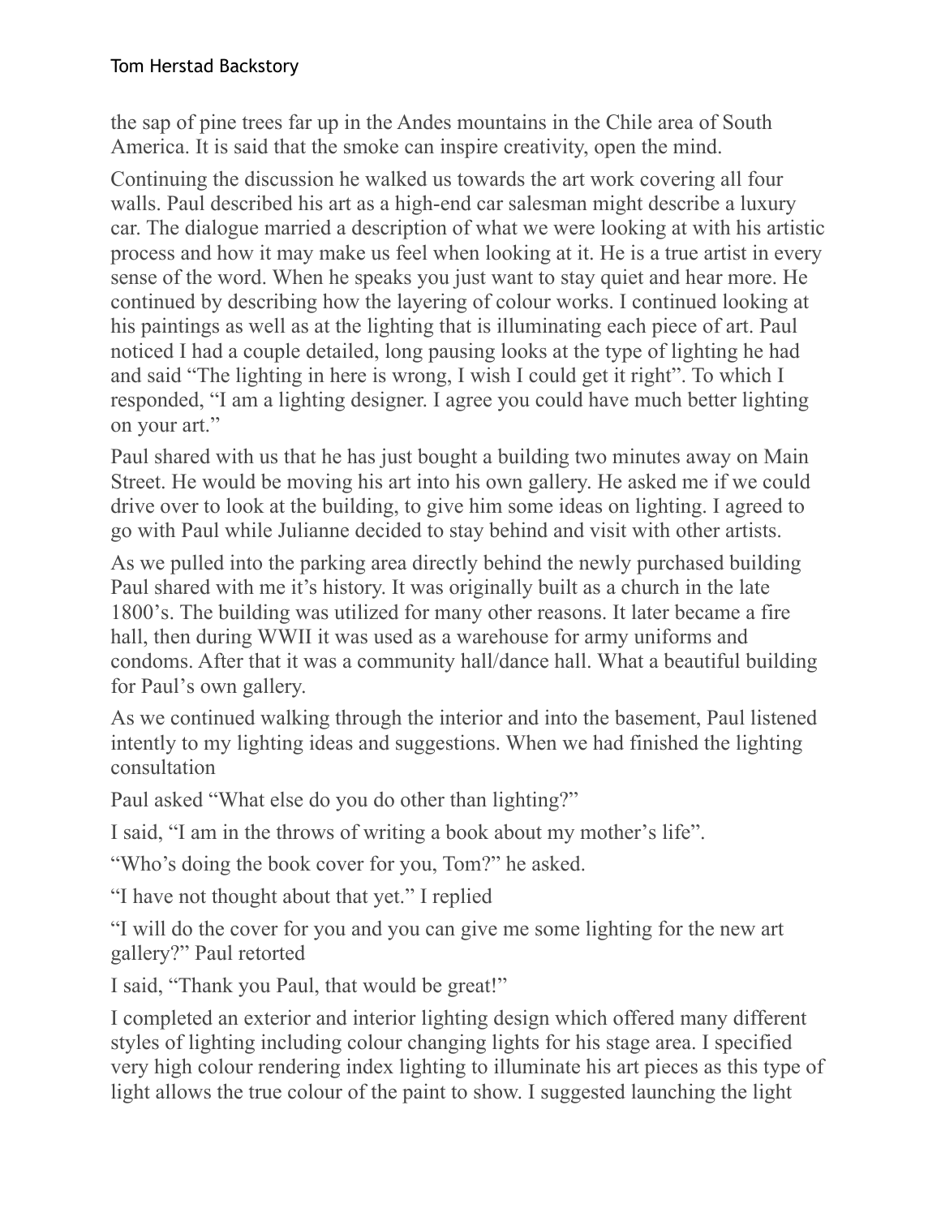the sap of pine trees far up in the Andes mountains in the Chile area of South America. It is said that the smoke can inspire creativity, open the mind.

Continuing the discussion he walked us towards the art work covering all four walls. Paul described his art as a high-end car salesman might describe a luxury car. The dialogue married a description of what we were looking at with his artistic process and how it may make us feel when looking at it. He is a true artist in every sense of the word. When he speaks you just want to stay quiet and hear more. He continued by describing how the layering of colour works. I continued looking at his paintings as well as at the lighting that is illuminating each piece of art. Paul noticed I had a couple detailed, long pausing looks at the type of lighting he had and said "The lighting in here is wrong, I wish I could get it right". To which I responded, "I am a lighting designer. I agree you could have much better lighting on your art."

Paul shared with us that he has just bought a building two minutes away on Main Street. He would be moving his art into his own gallery. He asked me if we could drive over to look at the building, to give him some ideas on lighting. I agreed to go with Paul while Julianne decided to stay behind and visit with other artists.

As we pulled into the parking area directly behind the newly purchased building Paul shared with me it's history. It was originally built as a church in the late 1800's. The building was utilized for many other reasons. It later became a fire hall, then during WWII it was used as a warehouse for army uniforms and condoms. After that it was a community hall/dance hall. What a beautiful building for Paul's own gallery.

As we continued walking through the interior and into the basement, Paul listened intently to my lighting ideas and suggestions. When we had finished the lighting consultation

Paul asked "What else do you do other than lighting?"

I said, "I am in the throws of writing a book about my mother's life".

"Who's doing the book cover for you, Tom?" he asked.

"I have not thought about that yet." I replied

"I will do the cover for you and you can give me some lighting for the new art gallery?" Paul retorted

I said, "Thank you Paul, that would be great!"

I completed an exterior and interior lighting design which offered many different styles of lighting including colour changing lights for his stage area. I specified very high colour rendering index lighting to illuminate his art pieces as this type of light allows the true colour of the paint to show. I suggested launching the light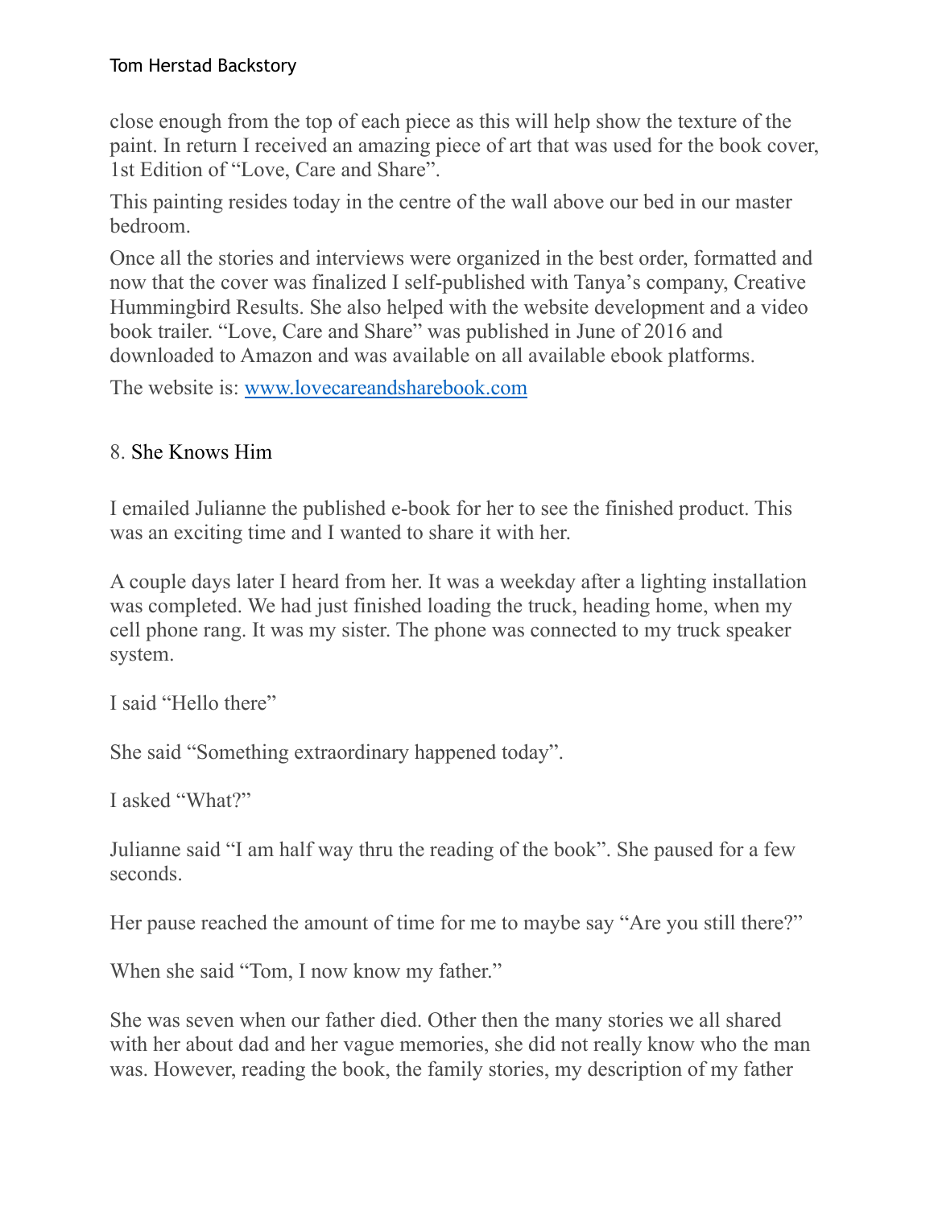close enough from the top of each piece as this will help show the texture of the paint. In return I received an amazing piece of art that was used for the book cover, 1st Edition of “Love, Care and Share”.

This painting resides today in the centre of the wall above our bed in our master bedroom.

Once all the stories and interviews were organized in the best order, formatted and now that the cover was finalized I self-published with Tanya’s company, Creative Hummingbird Results. She also helped with the website development and a video book trailer. “Love, Care and Share” was published in June of 2016 and downloaded to Amazon and was available on all available ebook platforms.

The website is: [www.lovecareandsharebook.com](http://www.lovecareandsharebook.com)

## 8. She Knows Him

I emailed Julianne the published e-book for her to see the finished product. This was an exciting time and I wanted to share it with her.

A couple days later I heard from her. It was a weekday after a lighting installation was completed. We had just finished loading the truck, heading home, when my cell phone rang. It was my sister. The phone was connected to my truck speaker system.

I said “Hello there”

She said “Something extraordinary happened today”.

I asked “What?”

Julianne said “I am half way thru the reading of the book”. She paused for a few seconds.

Her pause reached the amount of time for me to maybe say “Are you still there?”

When she said “Tom, I now know my father.”

She was seven when our father died. Other then the many stories we all shared with her about dad and her vague memories, she did not really know who the man was. However, reading the book, the family stories, my description of my father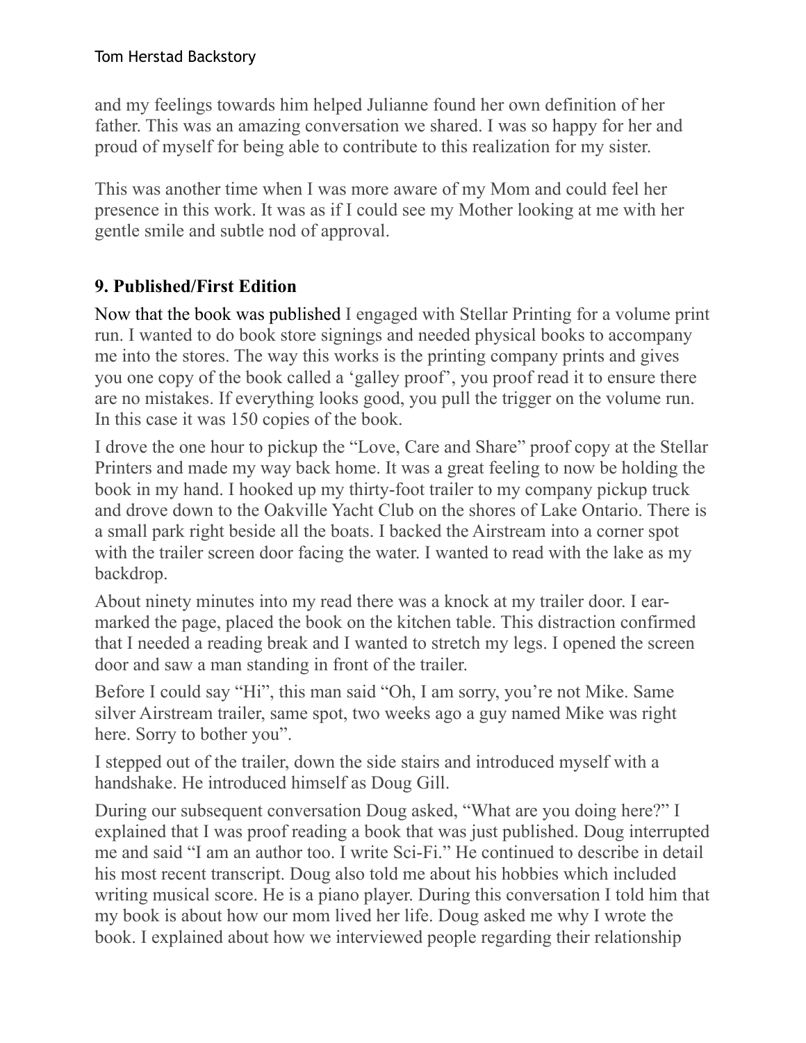and my feelings towards him helped Julianne found her own definition of her father. This was an amazing conversation we shared. I was so happy for her and proud of myself for being able to contribute to this realization for my sister.

This was another time when I was more aware of my Mom and could feel her presence in this work. It was as if I could see my Mother looking at me with her gentle smile and subtle nod of approval.

### 9. Published/First Edition

Now that the book was published I engaged with Stellar Printing for a volume print run. I wanted to do book store signings and needed physical books to accompany me into the stores. The way this works is the printing company prints and gives you one copy of the book called a 'galley proof', you proof read it to ensure there are no mistakes. If everything looks good, you pull the trigger on the volume run. In this case it was 150 copies of the book.

I drove the one hour to pickup the "Love, Care and Share" proof copy at the Stellar Printers and made my way back home. It was a great feeling to now be holding the book in my hand. I hooked up my thirty-foot trailer to my company pickup truck and drove down to the Oakville Yacht Club on the shores of Lake Ontario. There is a small park right beside all the boats. I backed the Airstream into a corner spot with the trailer screen door facing the water. I wanted to read with the lake as my backdrop.

About ninety minutes into my read there was a knock at my trailer door. I ear-marked the page, placed the book on the kitchen table. This distraction confirmed that I needed a reading break and I wanted to stretch my legs. I opened the screen door and saw a man standing in front of the trailer.

Before I could say "Hi", this man said "Oh, I am sorry, you're not Mike. Same silver Airstream trailer, same spot, two weeks ago a guy named Mike was right here. Sorry to bother you".

I stepped out of the trailer, down the side stairs and introduced myself with a handshake. He introduced himself as Doug Gill.

During our subsequent conversation Doug asked, "What are you doing here?" I explained that I was proof reading a book that was just published. Doug interrupted me and said "I am an author too. I write Sci-Fi." He continued to describe in detail his most recent transcript. Doug also told me about his hobbies which included writing musical score. He is a piano player. During this conversation I told him that my book is about how our mom lived her life. Doug asked me why I wrote the book. I explained about how we interviewed people regarding their relationship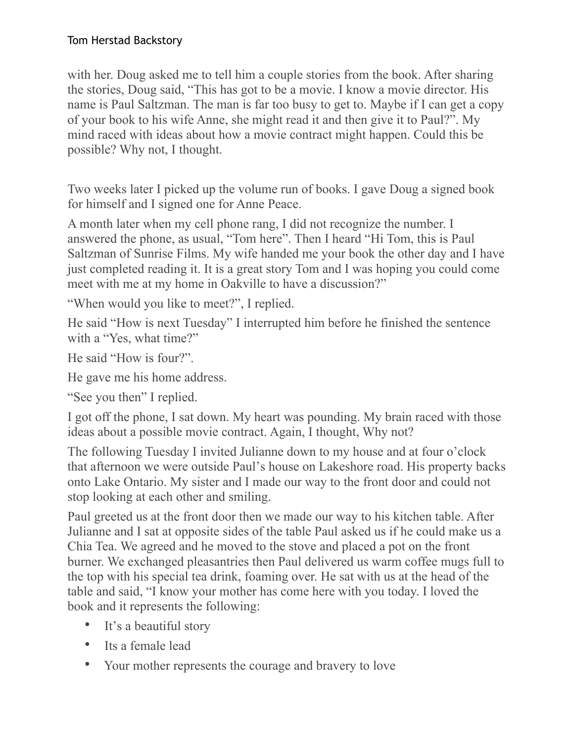with her. Doug asked me to tell him a couple stories from the book. After sharing the stories, Doug said, “This has got to be a movie. I know a movie director. His name is Paul Saltzman. The man is far too busy to get to. Maybe if I can get a copy of your book to his wife Anne, she might read it and then give it to Paul?”. My mind raced with ideas about how a movie contract might happen. Could this be possible? Why not, I thought.

Two weeks later I picked up the volume run of books. I gave Doug a signed book for himself and I signed one for Anne Peace.

A month later when my cell phone rang, I did not recognize the number. I answered the phone, as usual, “Tom here”. Then I heard “Hi Tom, this is Paul Saltzman of Sunrise Films. My wife handed me your book the other day and I have just completed reading it. It is a great story Tom and I was hoping you could come meet with me at my home in Oakville to have a discussion?”

“When would you like to meet?”, I replied.

He said “How is next Tuesday” I interrupted him before he finished the sentence with a “Yes, what time?”

He said “How is four?”.

He gave me his home address.

“See you then” I replied.

I got off the phone, I sat down. My heart was pounding. My brain raced with those ideas about a possible movie contract. Again, I thought, Why not?

The following Tuesday I invited Julianne down to my house and at four o’clock that afternoon we were outside Paul’s house on Lakeshore road. His property backs onto Lake Ontario. My sister and I made our way to the front door and could not stop looking at each other and smiling.

Paul greeted us at the front door then we made our way to his kitchen table. After Julianne and I sat at opposite sides of the table Paul asked us if he could make us a Chia Tea. We agreed and he moved to the stove and placed a pot on the front burner. We exchanged pleasantries then Paul delivered us warm coffee mugs full to the top with his special tea drink, foaming over. He sat with us at the head of the table and said, “I know your mother has come here with you today. I loved the book and it represents the following:

- It’s a beautiful story
- Its a female lead
- Your mother represents the courage and bravery to love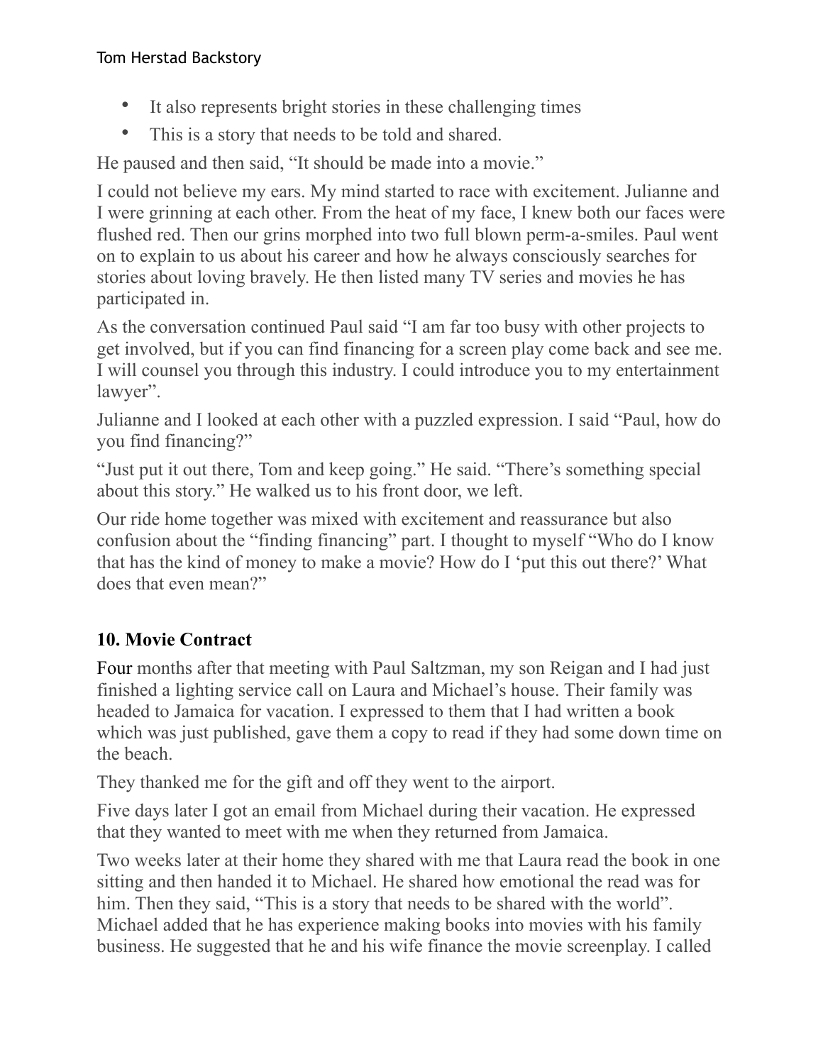- It also represents bright stories in these challenging times
- This is a story that needs to be told and shared.

He paused and then said, "It should be made into a movie."

I could not believe my ears. My mind started to race with excitement. Julianne and I were grinning at each other. From the heat of my face, I knew both our faces were flushed red. Then our grins morphed into two full blown perm-a-smiles. Paul went on to explain to us about his career and how he always consciously searches for stories about loving bravely. He then listed many TV series and movies he has participated in.

As the conversation continued Paul said "I am far too busy with other projects to get involved, but if you can find financing for a screen play come back and see me. I will counsel you through this industry. I could introduce you to my entertainment lawyer".

Julianne and I looked at each other with a puzzled expression. I said "Paul, how do you find financing?"

"Just put it out there, Tom and keep going." He said. "There's something special about this story." He walked us to his front door, we left.

Our ride home together was mixed with excitement and reassurance but also confusion about the "finding financing" part. I thought to myself "Who do I know that has the kind of money to make a movie? How do I 'put this out there?' What does that even mean?"

## 10. Movie Contract

Four months after that meeting with Paul Saltzman, my son Reigan and I had just finished a lighting service call on Laura and Michael's house. Their family was headed to Jamaica for vacation. I expressed to them that I had written a book which was just published, gave them a copy to read if they had some down time on the beach.

They thanked me for the gift and off they went to the airport.

Five days later I got an email from Michael during their vacation. He expressed that they wanted to meet with me when they returned from Jamaica.

Two weeks later at their home they shared with me that Laura read the book in one sitting and then handed it to Michael. He shared how emotional the read was for him. Then they said, "This is a story that needs to be shared with the world". Michael added that he has experience making books into movies with his family business. He suggested that he and his wife finance the movie screenplay. I called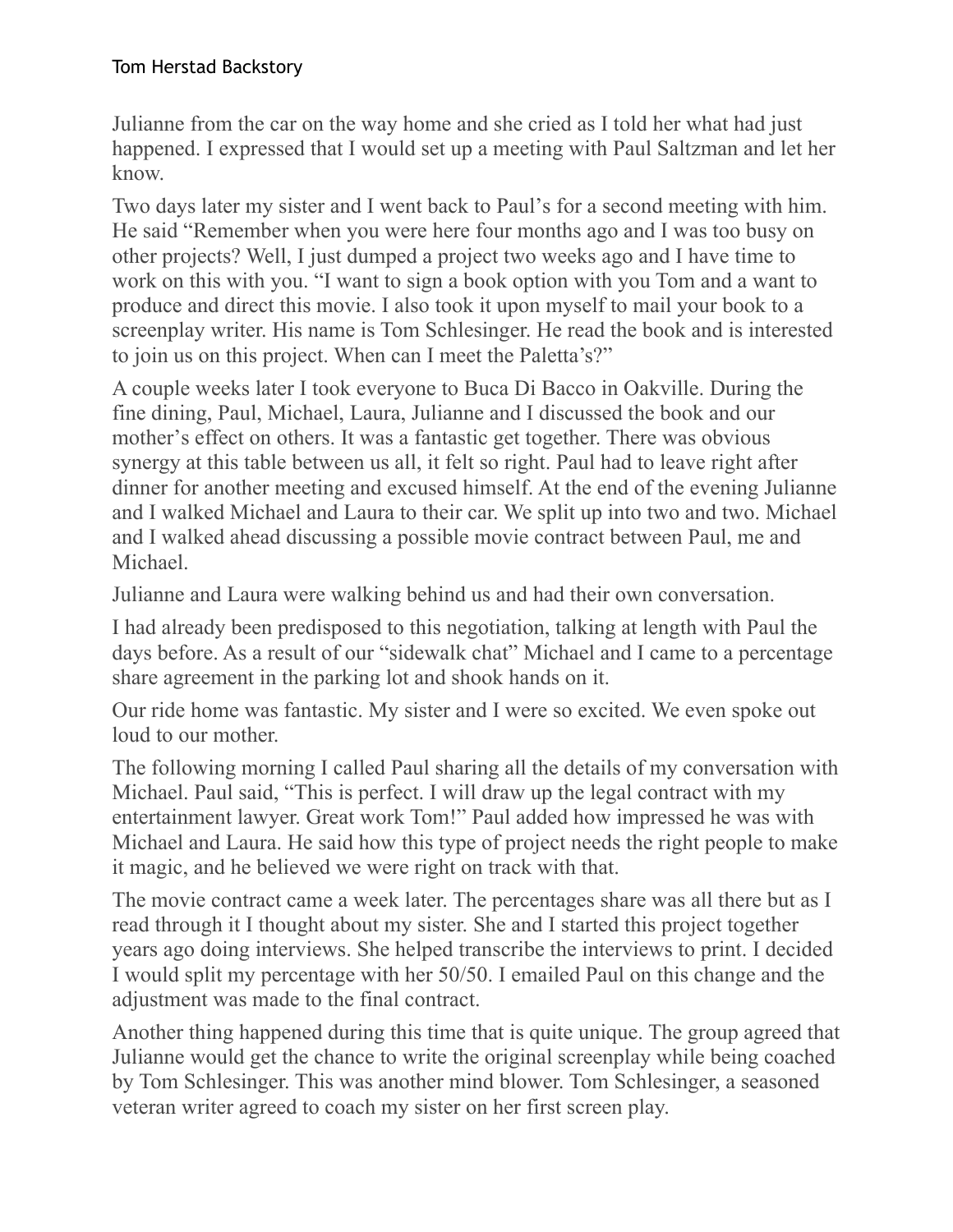Julianne from the car on the way home and she cried as I told her what had just happened. I expressed that I would set up a meeting with Paul Saltzman and let her know.

Two days later my sister and I went back to Paul's for a second meeting with him. He said "Remember when you were here four months ago and I was too busy on other projects? Well, I just dumped a project two weeks ago and I have time to work on this with you. "I want to sign a book option with you Tom and a want to produce and direct this movie. I also took it upon myself to mail your book to a screenplay writer. His name is Tom Schlesinger. He read the book and is interested to join us on this project. When can I meet the Paletta's?"

A couple weeks later I took everyone to Buca Di Bacco in Oakville. During the fine dining, Paul, Michael, Laura, Julianne and I discussed the book and our mother's effect on others. It was a fantastic get together. There was obvious synergy at this table between us all, it felt so right. Paul had to leave right after dinner for another meeting and excused himself. At the end of the evening Julianne and I walked Michael and Laura to their car. We split up into two and two. Michael and I walked ahead discussing a possible movie contract between Paul, me and Michael.

Julianne and Laura were walking behind us and had their own conversation.

I had already been predisposed to this negotiation, talking at length with Paul the days before. As a result of our "sidewalk chat" Michael and I came to a percentage share agreement in the parking lot and shook hands on it.

Our ride home was fantastic. My sister and I were so excited. We even spoke out loud to our mother.

The following morning I called Paul sharing all the details of my conversation with Michael. Paul said, "This is perfect. I will draw up the legal contract with my entertainment lawyer. Great work Tom!" Paul added how impressed he was with Michael and Laura. He said how this type of project needs the right people to make it magic, and he believed we were right on track with that.

The movie contract came a week later. The percentages share was all there but as I read through it I thought about my sister. She and I started this project together years ago doing interviews. She helped transcribe the interviews to print. I decided I would split my percentage with her 50/50. I emailed Paul on this change and the adjustment was made to the final contract.

Another thing happened during this time that is quite unique. The group agreed that Julianne would get the chance to write the original screenplay while being coached by Tom Schlesinger. This was another mind blower. Tom Schlesinger, a seasoned veteran writer agreed to coach my sister on her first screen play.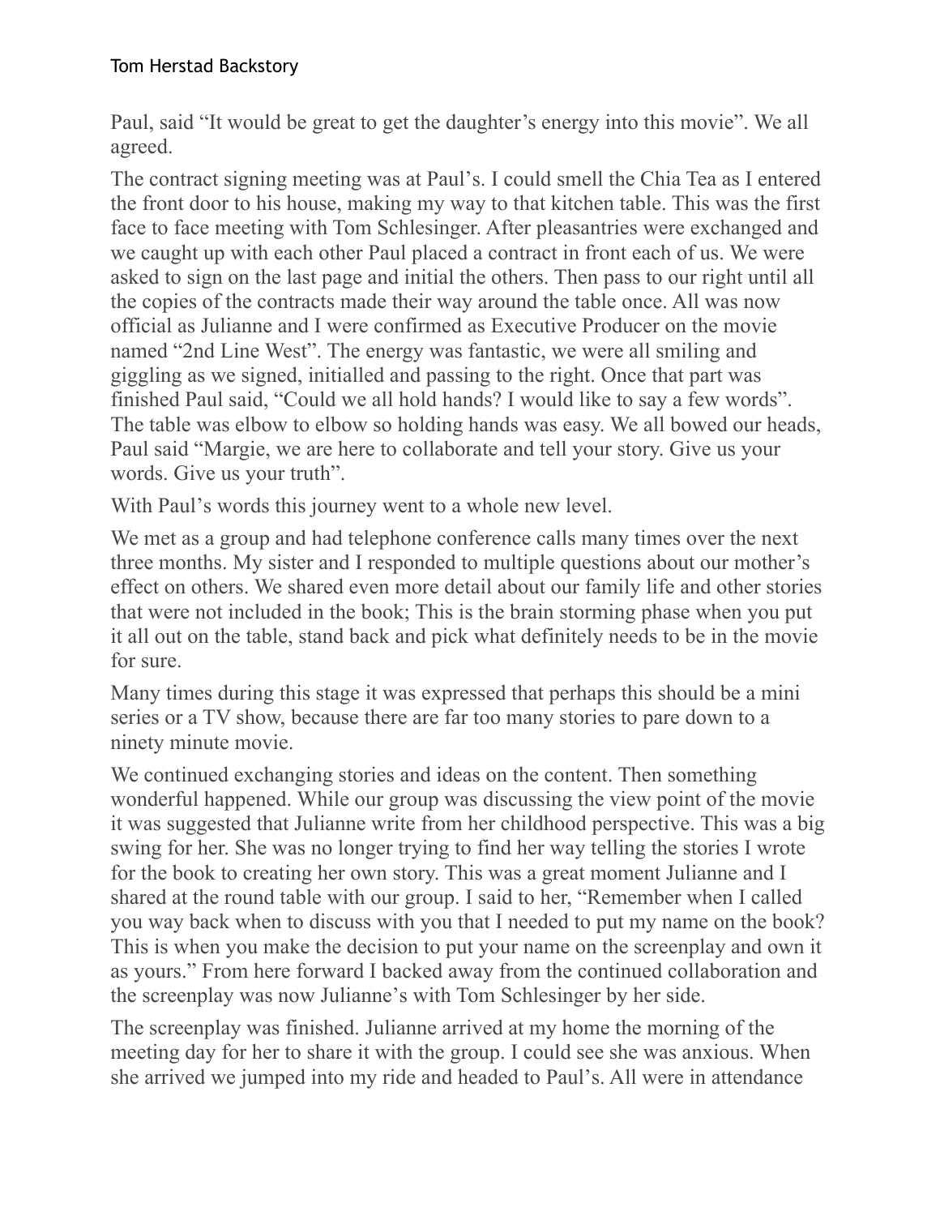Paul, said “It would be great to get the daughter’s energy into this movie”. We all agreed.

The contract signing meeting was at Paul’s. I could smell the Chia Tea as I entered the front door to his house, making my way to that kitchen table. This was the first face to face meeting with Tom Schlesinger. After pleasantries were exchanged and we caught up with each other Paul placed a contract in front each of us. We were asked to sign on the last page and initial the others. Then pass to our right until all the copies of the contracts made their way around the table once. All was now official as Julianne and I were confirmed as Executive Producer on the movie named “2nd Line West”. The energy was fantastic, we were all smiling and giggling as we signed, initialled and passing to the right. Once that part was finished Paul said, “Could we all hold hands? I would like to say a few words”. The table was elbow to elbow so holding hands was easy. We all bowed our heads, Paul said “Margie, we are here to collaborate and tell your story. Give us your words. Give us your truth”.

With Paul’s words this journey went to a whole new level.

We met as a group and had telephone conference calls many times over the next three months. My sister and I responded to multiple questions about our mother’s effect on others. We shared even more detail about our family life and other stories that were not included in the book; This is the brain storming phase when you put it all out on the table, stand back and pick what definitely needs to be in the movie for sure.

Many times during this stage it was expressed that perhaps this should be a mini series or a TV show, because there are far too many stories to pare down to a ninety minute movie.

We continued exchanging stories and ideas on the content. Then something wonderful happened. While our group was discussing the view point of the movie it was suggested that Julianne write from her childhood perspective. This was a big swing for her. She was no longer trying to find her way telling the stories I wrote for the book to creating her own story. This was a great moment Julianne and I shared at the round table with our group. I said to her, “Remember when I called you way back when to discuss with you that I needed to put my name on the book? This is when you make the decision to put your name on the screenplay and own it as yours.” From here forward I backed away from the continued collaboration and the screenplay was now Julianne’s with Tom Schlesinger by her side.

The screenplay was finished. Julianne arrived at my home the morning of the meeting day for her to share it with the group. I could see she was anxious. When she arrived we jumped into my ride and headed to Paul’s. All were in attendance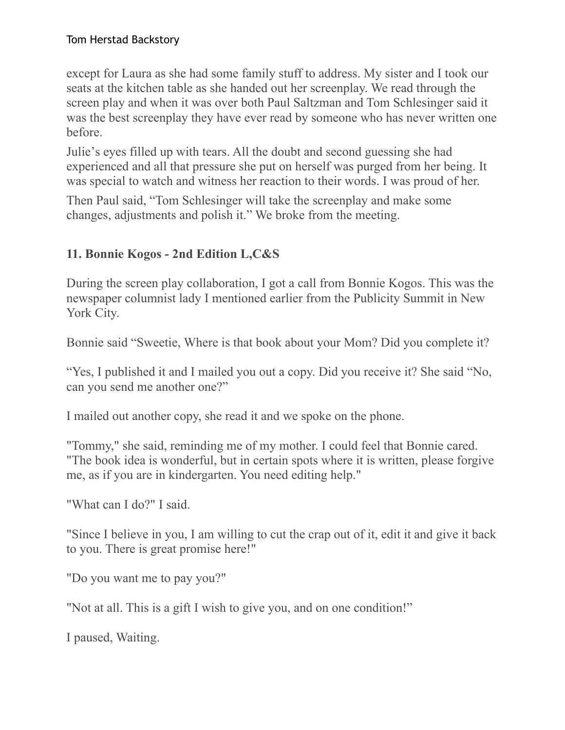except for Laura as she had some family stuff to address. My sister and I took our seats at the kitchen table as she handed out her screenplay. We read through the screen play and when it was over both Paul Saltzman and Tom Schlesinger said it was the best screenplay they have ever read by someone who has never written one before.

Julie's eyes filled up with tears. All the doubt and second guessing she had experienced and all that pressure she put on herself was purged from her being. It was special to watch and witness her reaction to their words. I was proud of her.

Then Paul said, "Tom Schlesinger will take the screenplay and make some changes, adjustments and polish it." We broke from the meeting.

## 11. Bonnie Kogos - 2nd Edition L,C&S

During the screen play collaboration, I got a call from Bonnie Kogos. This was the newspaper columnist lady I mentioned earlier from the Publicity Summit in New York City.

Bonnie said "Sweetie, Where is that book about your Mom? Did you complete it?

"Yes, I published it and I mailed you out a copy. Did you receive it? She said "No, can you send me another one?"

I mailed out another copy, she read it and we spoke on the phone.

"Tommy," she said, reminding me of my mother. I could feel that Bonnie cared. "The book idea is wonderful, but in certain spots where it is written, please forgive me, as if you are in kindergarten. You need editing help."

"What can I do?" I said.

"Since I believe in you, I am willing to cut the crap out of it, edit it and give it back to you. There is great promise here!"

"Do you want me to pay you?"

"Not at all. This is a gift I wish to give you, and on one condition!"

I paused, Waiting.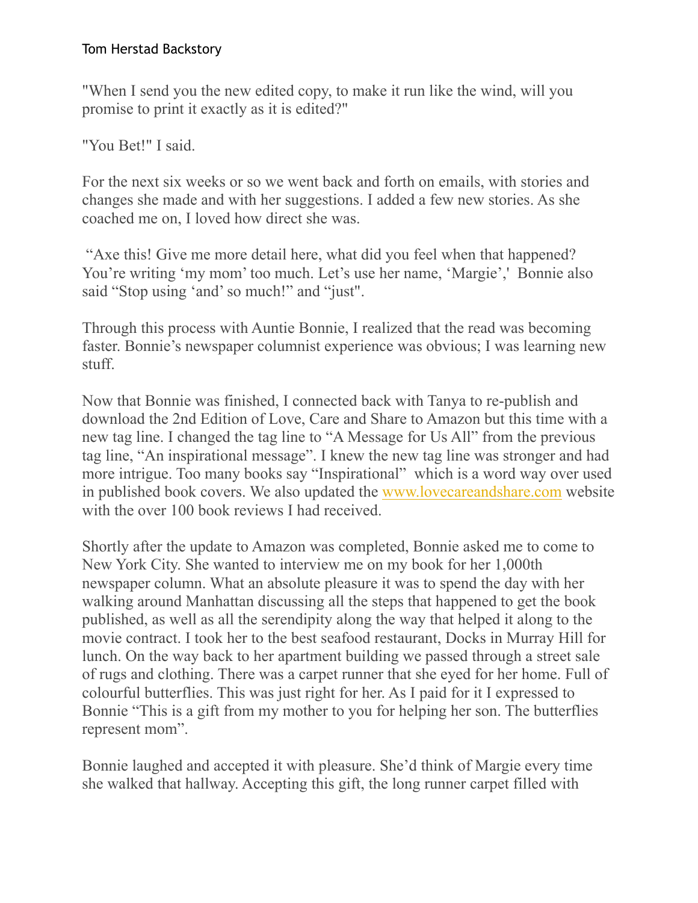"When I send you the new edited copy, to make it run like the wind, will you promise to print it exactly as it is edited?"

"You Bet!" I said.

For the next six weeks or so we went back and forth on emails, with stories and changes she made and with her suggestions. I added a few new stories. As she coached me on, I loved how direct she was.

"Axe this! Give me more detail here, what did you feel when that happened? You're writing 'my mom' too much. Let's use her name, 'Margie',' Bonnie also said "Stop using 'and' so much!" and "just".

Through this process with Auntie Bonnie, I realized that the read was becoming faster. Bonnie's newspaper columnist experience was obvious; I was learning new stuff.

Now that Bonnie was finished, I connected back with Tanya to re-publish and download the 2nd Edition of Love, Care and Share to Amazon but this time with a new tag line. I changed the tag line to "A Message for Us All" from the previous tag line, "An inspirational message". I knew the new tag line was stronger and had more intrigue. Too many books say "Inspirational" which is a word way over used in published book covers. We also updated the www.lovecareandshare.com website with the over 100 book reviews I had received.

Shortly after the update to Amazon was completed, Bonnie asked me to come to New York City. She wanted to interview me on my book for her 1,000th newspaper column. What an absolute pleasure it was to spend the day with her walking around Manhattan discussing all the steps that happened to get the book published, as well as all the serendipity along the way that helped it along to the movie contract. I took her to the best seafood restaurant, Docks in Murray Hill for lunch. On the way back to her apartment building we passed through a street sale of rugs and clothing. There was a carpet runner that she eyed for her home. Full of colourful butterflies. This was just right for her. As I paid for it I expressed to Bonnie "This is a gift from my mother to you for helping her son. The butterflies represent mom".

Bonnie laughed and accepted it with pleasure. She'd think of Margie every time she walked that hallway. Accepting this gift, the long runner carpet filled with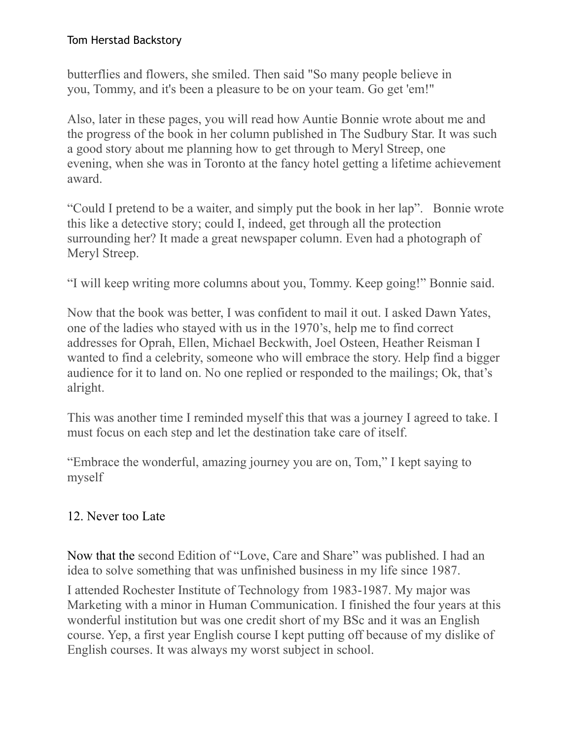butterflies and flowers, she smiled. Then said "So many people believe in you, Tommy, and it's been a pleasure to be on your team. Go get 'em!"

Also, later in these pages, you will read how Auntie Bonnie wrote about me and the progress of the book in her column published in The Sudbury Star. It was such a good story about me planning how to get through to Meryl Streep, one evening, when she was in Toronto at the fancy hotel getting a lifetime achievement award.

“Could I pretend to be a waiter, and simply put the book in her lap”. Bonnie wrote this like a detective story; could I, indeed, get through all the protection surrounding her? It made a great newspaper column. Even had a photograph of Meryl Streep.

“I will keep writing more columns about you, Tommy. Keep going!” Bonnie said.

Now that the book was better, I was confident to mail it out. I asked Dawn Yates, one of the ladies who stayed with us in the 1970’s, help me to find correct addresses for Oprah, Ellen, Michael Beckwith, Joel Osteen, Heather Reisman I wanted to find a celebrity, someone who will embrace the story. Help find a bigger audience for it to land on. No one replied or responded to the mailings; Ok, that’s alright.

This was another time I reminded myself this that was a journey I agreed to take. I must focus on each step and let the destination take care of itself.

“Embrace the wonderful, amazing journey you are on, Tom,” I kept saying to myself

## 12. Never too Late

Now that the second Edition of “Love, Care and Share” was published. I had an idea to solve something that was unfinished business in my life since 1987.

I attended Rochester Institute of Technology from 1983-1987. My major was Marketing with a minor in Human Communication. I finished the four years at this wonderful institution but was one credit short of my BSc and it was an English course. Yep, a first year English course I kept putting off because of my dislike of English courses. It was always my worst subject in school.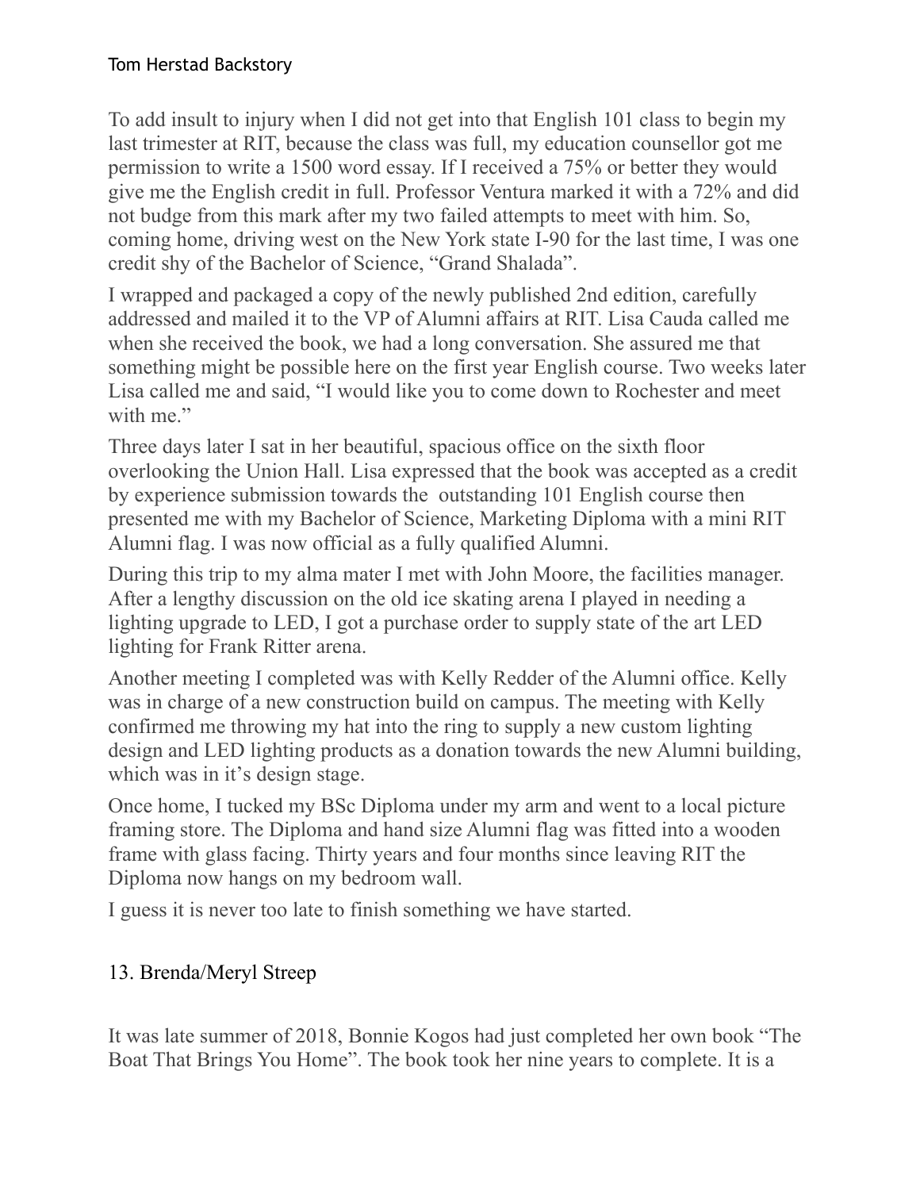To add insult to injury when I did not get into that English 101 class to begin my last trimester at RIT, because the class was full, my education counsellor got me permission to write a 1500 word essay. If I received a 75% or better they would give me the English credit in full. Professor Ventura marked it with a 72% and did not budge from this mark after my two failed attempts to meet with him. So, coming home, driving west on the New York state I-90 for the last time, I was one credit shy of the Bachelor of Science, "Grand Shalada".

I wrapped and packaged a copy of the newly published 2nd edition, carefully addressed and mailed it to the VP of Alumni affairs at RIT. Lisa Cauda called me when she received the book, we had a long conversation. She assured me that something might be possible here on the first year English course. Two weeks later Lisa called me and said, "I would like you to come down to Rochester and meet with me."

Three days later I sat in her beautiful, spacious office on the sixth floor overlooking the Union Hall. Lisa expressed that the book was accepted as a credit by experience submission towards the outstanding 101 English course then presented me with my Bachelor of Science, Marketing Diploma with a mini RIT Alumni flag. I was now official as a fully qualified Alumni.

During this trip to my alma mater I met with John Moore, the facilities manager. After a lengthy discussion on the old ice skating arena I played in needing a lighting upgrade to LED, I got a purchase order to supply state of the art LED lighting for Frank Ritter arena.

Another meeting I completed was with Kelly Redder of the Alumni office. Kelly was in charge of a new construction build on campus. The meeting with Kelly confirmed me throwing my hat into the ring to supply a new custom lighting design and LED lighting products as a donation towards the new Alumni building, which was in it's design stage.

Once home, I tucked my BSc Diploma under my arm and went to a local picture framing store. The Diploma and hand size Alumni flag was fitted into a wooden frame with glass facing. Thirty years and four months since leaving RIT the Diploma now hangs on my bedroom wall.

I guess it is never too late to finish something we have started.

## 13. Brenda/Meryl Streep

It was late summer of 2018, Bonnie Kogos had just completed her own book "The Boat That Brings You Home". The book took her nine years to complete. It is a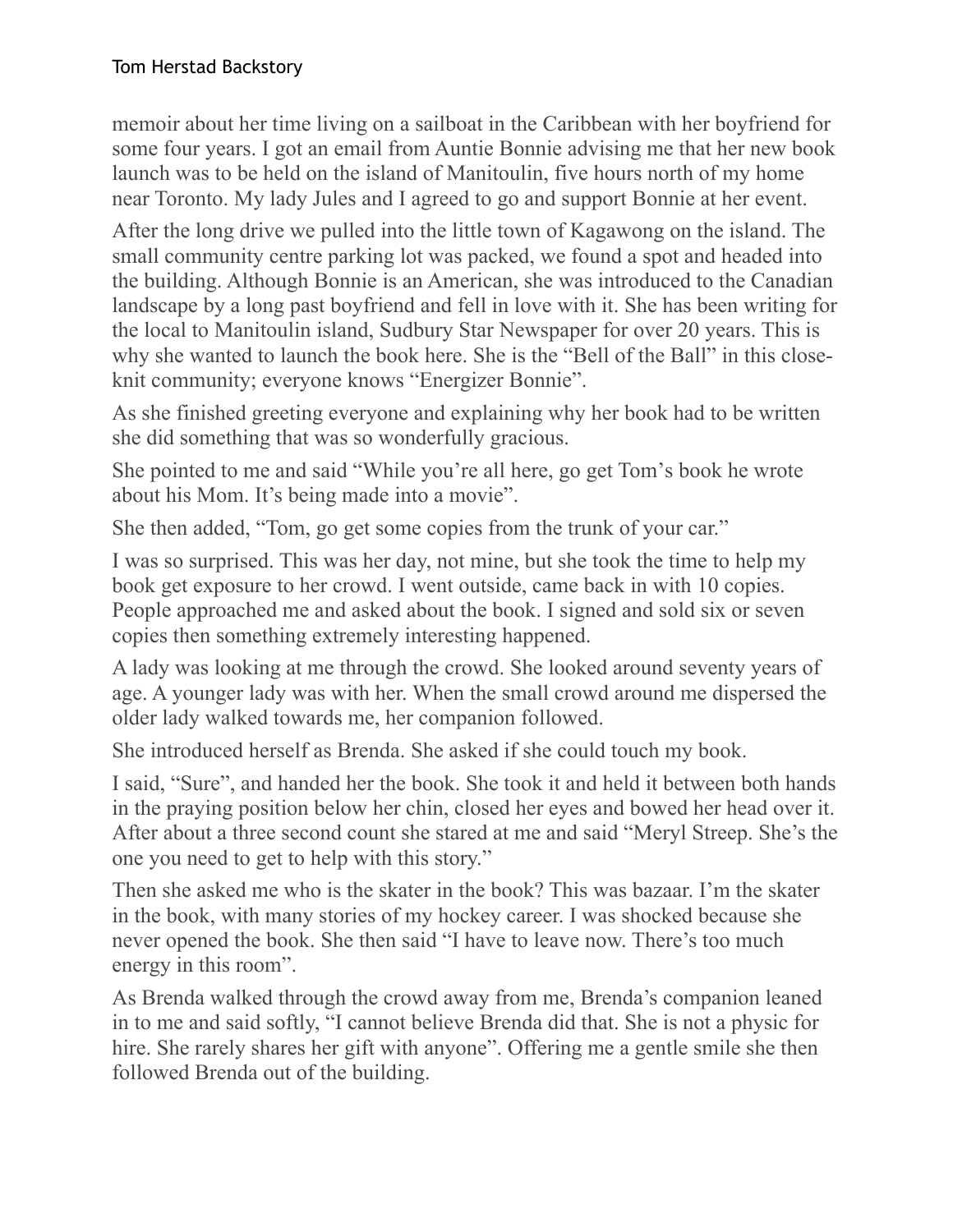memoir about her time living on a sailboat in the Caribbean with her boyfriend for some four years. I got an email from Auntie Bonnie advising me that her new book launch was to be held on the island of Manitoulin, five hours north of my home near Toronto. My lady Jules and I agreed to go and support Bonnie at her event.

After the long drive we pulled into the little town of Kagawong on the island. The small community centre parking lot was packed, we found a spot and headed into the building. Although Bonnie is an American, she was introduced to the Canadian landscape by a long past boyfriend and fell in love with it. She has been writing for the local to Manitoulin island, Sudbury Star Newspaper for over 20 years. This is why she wanted to launch the book here. She is the "Bell of the Ball" in this close-knit community; everyone knows "Energizer Bonnie".

As she finished greeting everyone and explaining why her book had to be written she did something that was so wonderfully gracious.

She pointed to me and said "While you're all here, go get Tom's book he wrote about his Mom. It's being made into a movie".

She then added, "Tom, go get some copies from the trunk of your car."

I was so surprised. This was her day, not mine, but she took the time to help my book get exposure to her crowd. I went outside, came back in with 10 copies. People approached me and asked about the book. I signed and sold six or seven copies then something extremely interesting happened.

A lady was looking at me through the crowd. She looked around seventy years of age. A younger lady was with her. When the small crowd around me dispersed the older lady walked towards me, her companion followed.

She introduced herself as Brenda. She asked if she could touch my book.

I said, "Sure", and handed her the book. She took it and held it between both hands in the praying position below her chin, closed her eyes and bowed her head over it. After about a three second count she stared at me and said "Meryl Streep. She's the one you need to get to help with this story."

Then she asked me who is the skater in the book? This was bazaar. I'm the skater in the book, with many stories of my hockey career. I was shocked because she never opened the book. She then said "I have to leave now. There's too much energy in this room".

As Brenda walked through the crowd away from me, Brenda's companion leaned in to me and said softly, "I cannot believe Brenda did that. She is not a physic for hire. She rarely shares her gift with anyone". Offering me a gentle smile she then followed Brenda out of the building.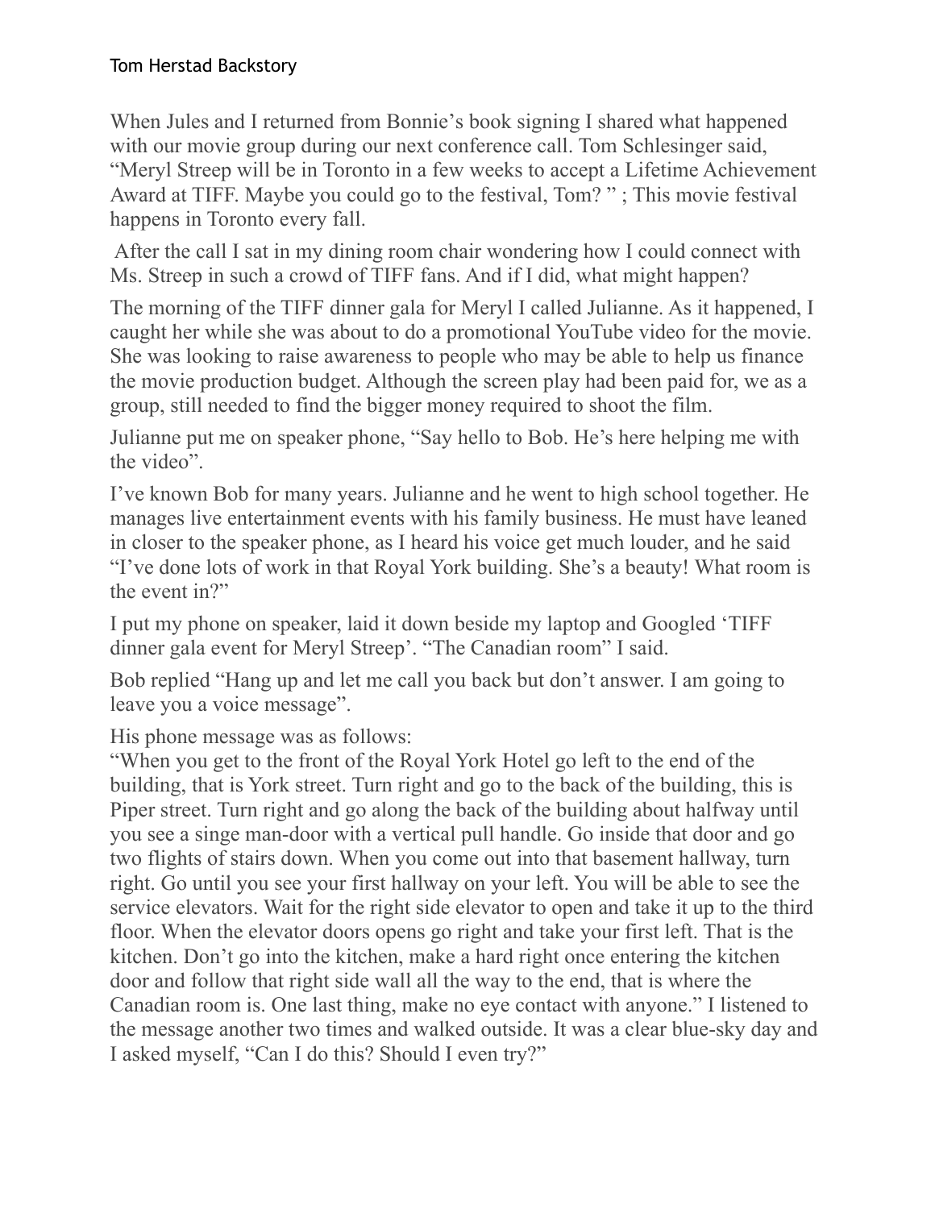Tom Herstad Backstory

When Jules and I returned from Bonnie's book signing I shared what happened with our movie group during our next conference call. Tom Schlesinger said, "Meryl Streep will be in Toronto in a few weeks to accept a Lifetime Achievement Award at TIFF. Maybe you could go to the festival, Tom? " ; This movie festival happens in Toronto every fall.

After the call I sat in my dining room chair wondering how I could connect with Ms. Streep in such a crowd of TIFF fans. And if I did, what might happen?

The morning of the TIFF dinner gala for Meryl I called Julianne. As it happened, I caught her while she was about to do a promotional YouTube video for the movie. She was looking to raise awareness to people who may be able to help us finance the movie production budget. Although the screen play had been paid for, we as a group, still needed to find the bigger money required to shoot the film.

Julianne put me on speaker phone, "Say hello to Bob. He's here helping me with the video".

I've known Bob for many years. Julianne and he went to high school together. He manages live entertainment events with his family business. He must have leaned in closer to the speaker phone, as I heard his voice get much louder, and he said "I've done lots of work in that Royal York building. She's a beauty! What room is the event in?"

I put my phone on speaker, laid it down beside my laptop and Googled 'TIFF dinner gala event for Meryl Streep'. "The Canadian room" I said.

Bob replied "Hang up and let me call you back but don't answer. I am going to leave you a voice message".

His phone message was as follows:
"When you get to the front of the Royal York Hotel go left to the end of the building, that is York street. Turn right and go to the back of the building, this is Piper street. Turn right and go along the back of the building about halfway until you see a singe man-door with a vertical pull handle. Go inside that door and go two flights of stairs down. When you come out into that basement hallway, turn right. Go until you see your first hallway on your left. You will be able to see the service elevators. Wait for the right side elevator to open and take it up to the third floor. When the elevator doors opens go right and take your first left. That is the kitchen. Don't go into the kitchen, make a hard right once entering the kitchen door and follow that right side wall all the way to the end, that is where the Canadian room is. One last thing, make no eye contact with anyone." I listened to the message another two times and walked outside. It was a clear blue-sky day and I asked myself, "Can I do this? Should I even try?"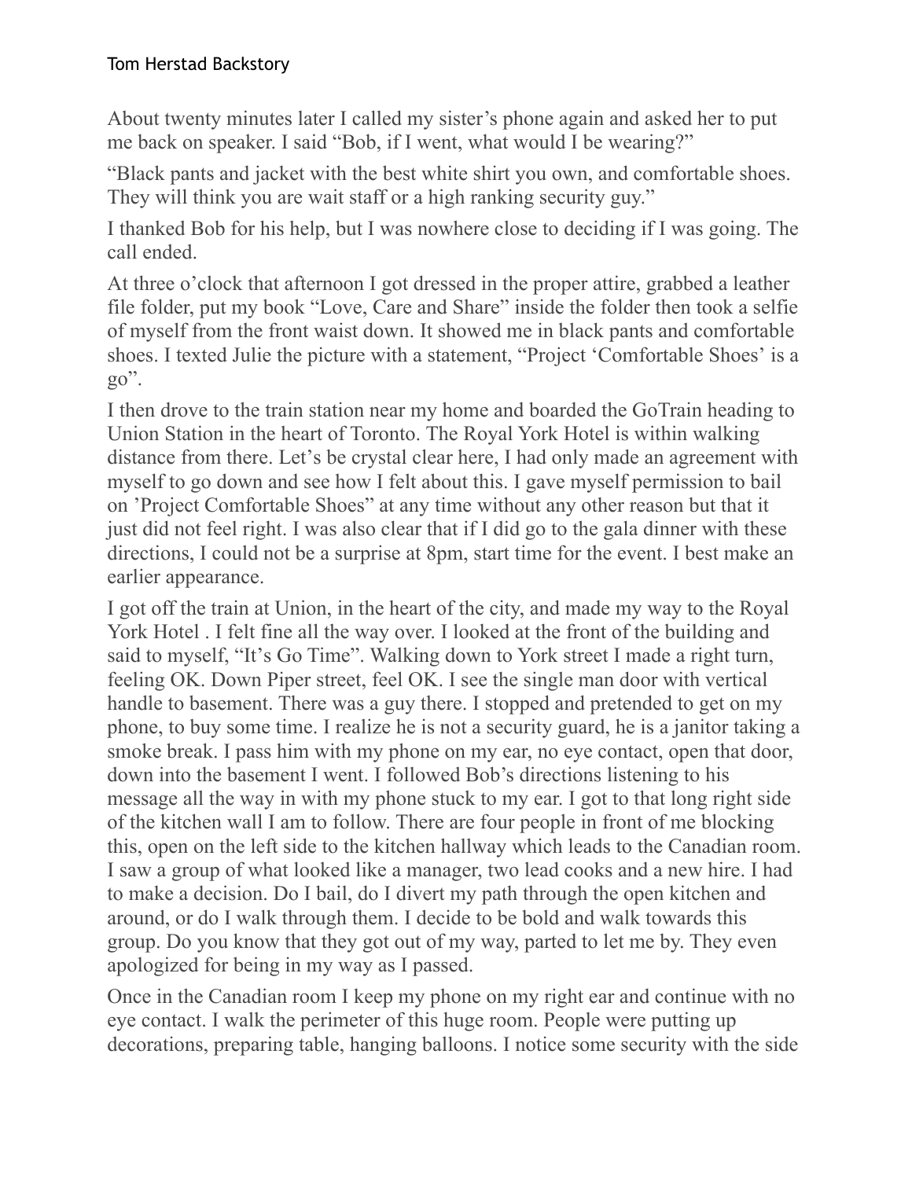About twenty minutes later I called my sister's phone again and asked her to put me back on speaker. I said "Bob, if I went, what would I be wearing?"

"Black pants and jacket with the best white shirt you own, and comfortable shoes. They will think you are wait staff or a high ranking security guy."

I thanked Bob for his help, but I was nowhere close to deciding if I was going. The call ended.

At three o'clock that afternoon I got dressed in the proper attire, grabbed a leather file folder, put my book "Love, Care and Share" inside the folder then took a selfie of myself from the front waist down. It showed me in black pants and comfortable shoes. I texted Julie the picture with a statement, "Project 'Comfortable Shoes' is a go".

I then drove to the train station near my home and boarded the GoTrain heading to Union Station in the heart of Toronto. The Royal York Hotel is within walking distance from there. Let's be crystal clear here, I had only made an agreement with myself to go down and see how I felt about this. I gave myself permission to bail on 'Project Comfortable Shoes" at any time without any other reason but that it just did not feel right. I was also clear that if I did go to the gala dinner with these directions, I could not be a surprise at 8pm, start time for the event. I best make an earlier appearance.

I got off the train at Union, in the heart of the city, and made my way to the Royal York Hotel . I felt fine all the way over. I looked at the front of the building and said to myself, "It's Go Time". Walking down to York street I made a right turn, feeling OK. Down Piper street, feel OK. I see the single man door with vertical handle to basement. There was a guy there. I stopped and pretended to get on my phone, to buy some time. I realize he is not a security guard, he is a janitor taking a smoke break. I pass him with my phone on my ear, no eye contact, open that door, down into the basement I went. I followed Bob's directions listening to his message all the way in with my phone stuck to my ear. I got to that long right side of the kitchen wall I am to follow. There are four people in front of me blocking this, open on the left side to the kitchen hallway which leads to the Canadian room. I saw a group of what looked like a manager, two lead cooks and a new hire. I had to make a decision. Do I bail, do I divert my path through the open kitchen and around, or do I walk through them. I decide to be bold and walk towards this group. Do you know that they got out of my way, parted to let me by. They even apologized for being in my way as I passed.

Once in the Canadian room I keep my phone on my right ear and continue with no eye contact. I walk the perimeter of this huge room. People were putting up decorations, preparing table, hanging balloons. I notice some security with the side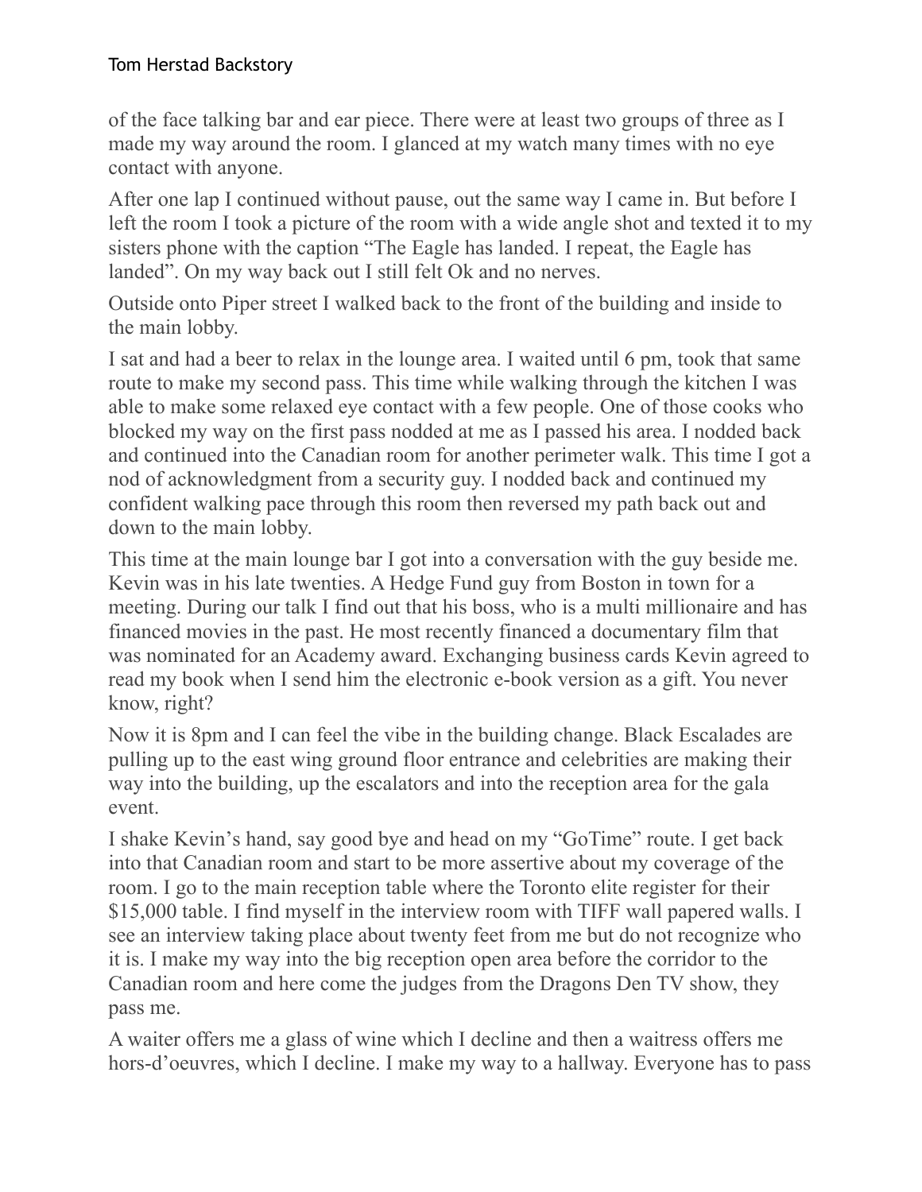of the face talking bar and ear piece. There were at least two groups of three as I made my way around the room. I glanced at my watch many times with no eye contact with anyone.

After one lap I continued without pause, out the same way I came in. But before I left the room I took a picture of the room with a wide angle shot and texted it to my sisters phone with the caption “The Eagle has landed. I repeat, the Eagle has landed”. On my way back out I still felt Ok and no nerves.

Outside onto Piper street I walked back to the front of the building and inside to the main lobby.

I sat and had a beer to relax in the lounge area. I waited until 6 pm, took that same route to make my second pass. This time while walking through the kitchen I was able to make some relaxed eye contact with a few people. One of those cooks who blocked my way on the first pass nodded at me as I passed his area. I nodded back and continued into the Canadian room for another perimeter walk. This time I got a nod of acknowledgment from a security guy. I nodded back and continued my confident walking pace through this room then reversed my path back out and down to the main lobby.

This time at the main lounge bar I got into a conversation with the guy beside me. Kevin was in his late twenties. A Hedge Fund guy from Boston in town for a meeting. During our talk I find out that his boss, who is a multi millionaire and has financed movies in the past. He most recently financed a documentary film that was nominated for an Academy award. Exchanging business cards Kevin agreed to read my book when I send him the electronic e-book version as a gift. You never know, right?

Now it is 8pm and I can feel the vibe in the building change. Black Escalades are pulling up to the east wing ground floor entrance and celebrities are making their way into the building, up the escalators and into the reception area for the gala event.

I shake Kevin’s hand, say good bye and head on my “GoTime” route. I get back into that Canadian room and start to be more assertive about my coverage of the room. I go to the main reception table where the Toronto elite register for their $15,000 table. I find myself in the interview room with TIFF wall papered walls. I see an interview taking place about twenty feet from me but do not recognize who it is. I make my way into the big reception open area before the corridor to the Canadian room and here come the judges from the Dragons Den TV show, they pass me.

A waiter offers me a glass of wine which I decline and then a waitress offers me hors-d’oeuvres, which I decline. I make my way to a hallway. Everyone has to pass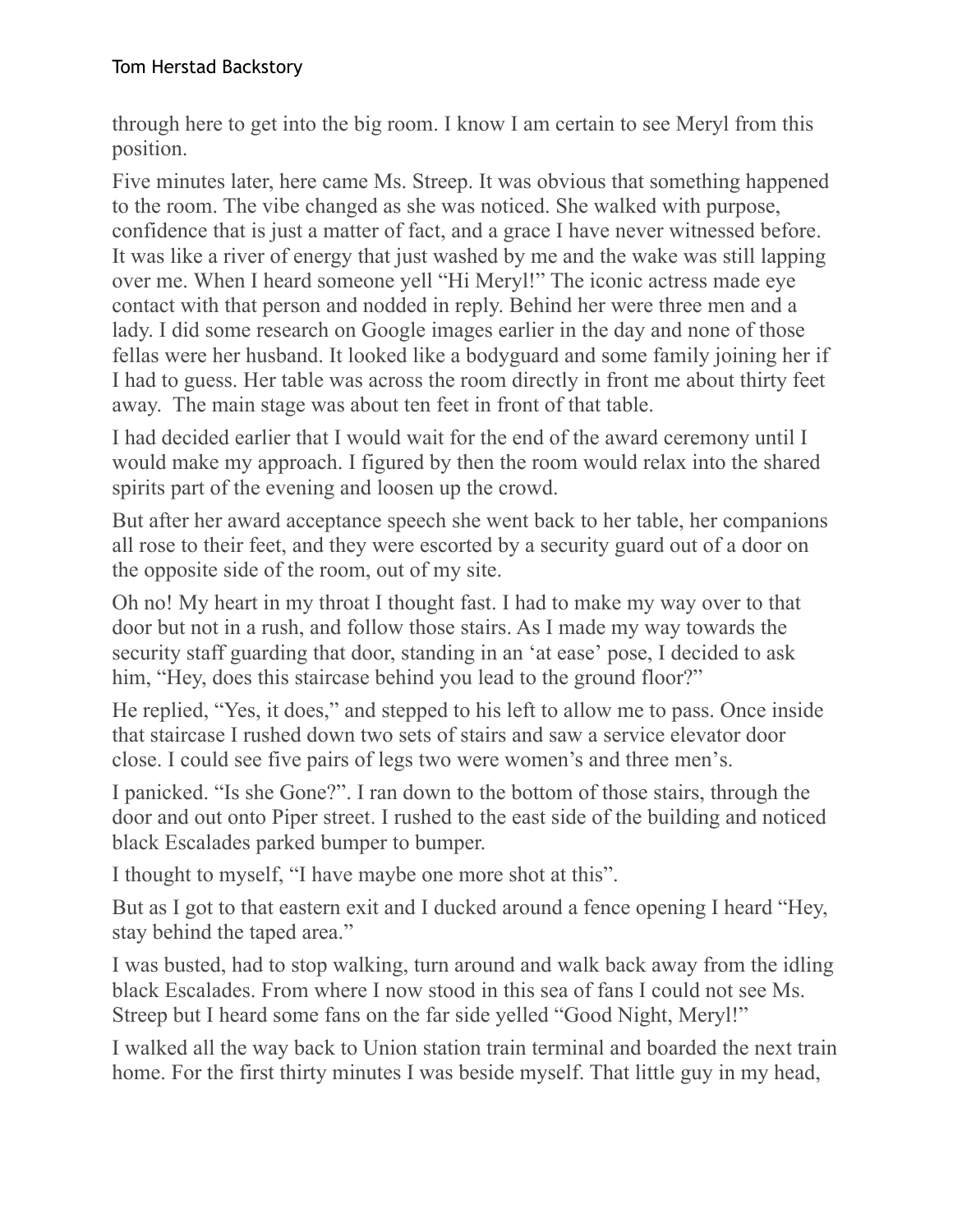through here to get into the big room. I know I am certain to see Meryl from this position.

Five minutes later, here came Ms. Streep. It was obvious that something happened to the room. The vibe changed as she was noticed. She walked with purpose, confidence that is just a matter of fact, and a grace I have never witnessed before. It was like a river of energy that just washed by me and the wake was still lapping over me. When I heard someone yell "Hi Meryl!" The iconic actress made eye contact with that person and nodded in reply. Behind her were three men and a lady. I did some research on Google images earlier in the day and none of those fellas were her husband. It looked like a bodyguard and some family joining her if I had to guess. Her table was across the room directly in front me about thirty feet away. The main stage was about ten feet in front of that table.

I had decided earlier that I would wait for the end of the award ceremony until I would make my approach. I figured by then the room would relax into the shared spirits part of the evening and loosen up the crowd.

But after her award acceptance speech she went back to her table, her companions all rose to their feet, and they were escorted by a security guard out of a door on the opposite side of the room, out of my site.

Oh no! My heart in my throat I thought fast. I had to make my way over to that door but not in a rush, and follow those stairs. As I made my way towards the security staff guarding that door, standing in an 'at ease' pose, I decided to ask him, "Hey, does this staircase behind you lead to the ground floor?"

He replied, "Yes, it does," and stepped to his left to allow me to pass. Once inside that staircase I rushed down two sets of stairs and saw a service elevator door close. I could see five pairs of legs two were women's and three men's.

I panicked. "Is she Gone?". I ran down to the bottom of those stairs, through the door and out onto Piper street. I rushed to the east side of the building and noticed black Escalades parked bumper to bumper.

I thought to myself, "I have maybe one more shot at this".

But as I got to that eastern exit and I ducked around a fence opening I heard "Hey, stay behind the taped area."

I was busted, had to stop walking, turn around and walk back away from the idling black Escalades. From where I now stood in this sea of fans I could not see Ms. Streep but I heard some fans on the far side yelled "Good Night, Meryl!"

I walked all the way back to Union station train terminal and boarded the next train home. For the first thirty minutes I was beside myself. That little guy in my head,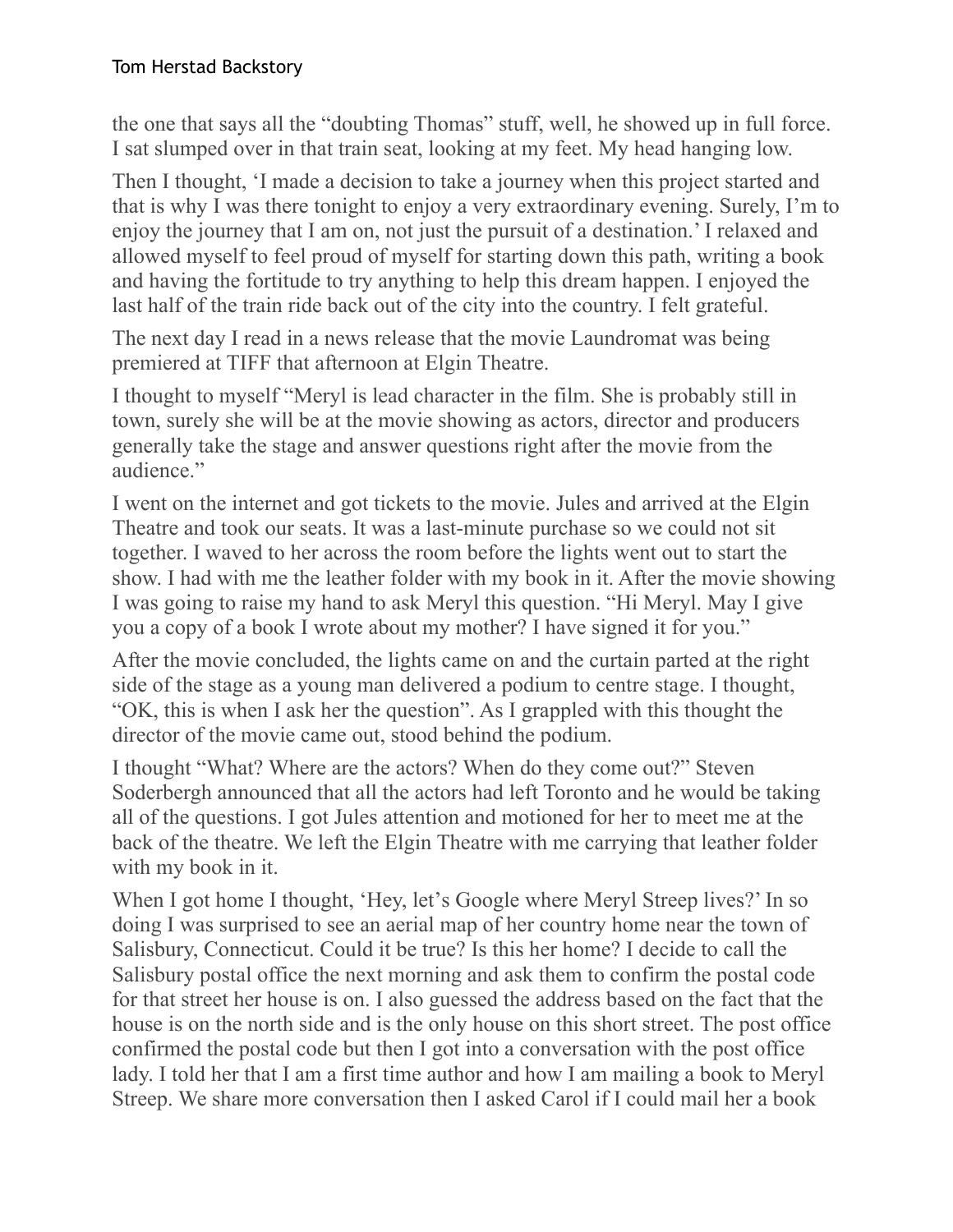the one that says all the "doubting Thomas" stuff, well, he showed up in full force. I sat slumped over in that train seat, looking at my feet. My head hanging low.

Then I thought, 'I made a decision to take a journey when this project started and that is why I was there tonight to enjoy a very extraordinary evening. Surely, I'm to enjoy the journey that I am on, not just the pursuit of a destination.' I relaxed and allowed myself to feel proud of myself for starting down this path, writing a book and having the fortitude to try anything to help this dream happen. I enjoyed the last half of the train ride back out of the city into the country. I felt grateful.

The next day I read in a news release that the movie Laundromat was being premiered at TIFF that afternoon at Elgin Theatre.

I thought to myself "Meryl is lead character in the film. She is probably still in town, surely she will be at the movie showing as actors, director and producers generally take the stage and answer questions right after the movie from the audience."

I went on the internet and got tickets to the movie. Jules and arrived at the Elgin Theatre and took our seats. It was a last-minute purchase so we could not sit together. I waved to her across the room before the lights went out to start the show. I had with me the leather folder with my book in it. After the movie showing I was going to raise my hand to ask Meryl this question. "Hi Meryl. May I give you a copy of a book I wrote about my mother? I have signed it for you."

After the movie concluded, the lights came on and the curtain parted at the right side of the stage as a young man delivered a podium to centre stage. I thought, "OK, this is when I ask her the question". As I grappled with this thought the director of the movie came out, stood behind the podium.

I thought "What? Where are the actors? When do they come out?" Steven Soderbergh announced that all the actors had left Toronto and he would be taking all of the questions. I got Jules attention and motioned for her to meet me at the back of the theatre. We left the Elgin Theatre with me carrying that leather folder with my book in it.

When I got home I thought, 'Hey, let's Google where Meryl Streep lives?' In so doing I was surprised to see an aerial map of her country home near the town of Salisbury, Connecticut. Could it be true? Is this her home? I decide to call the Salisbury postal office the next morning and ask them to confirm the postal code for that street her house is on. I also guessed the address based on the fact that the house is on the north side and is the only house on this short street. The post office confirmed the postal code but then I got into a conversation with the post office lady. I told her that I am a first time author and how I am mailing a book to Meryl Streep. We share more conversation then I asked Carol if I could mail her a book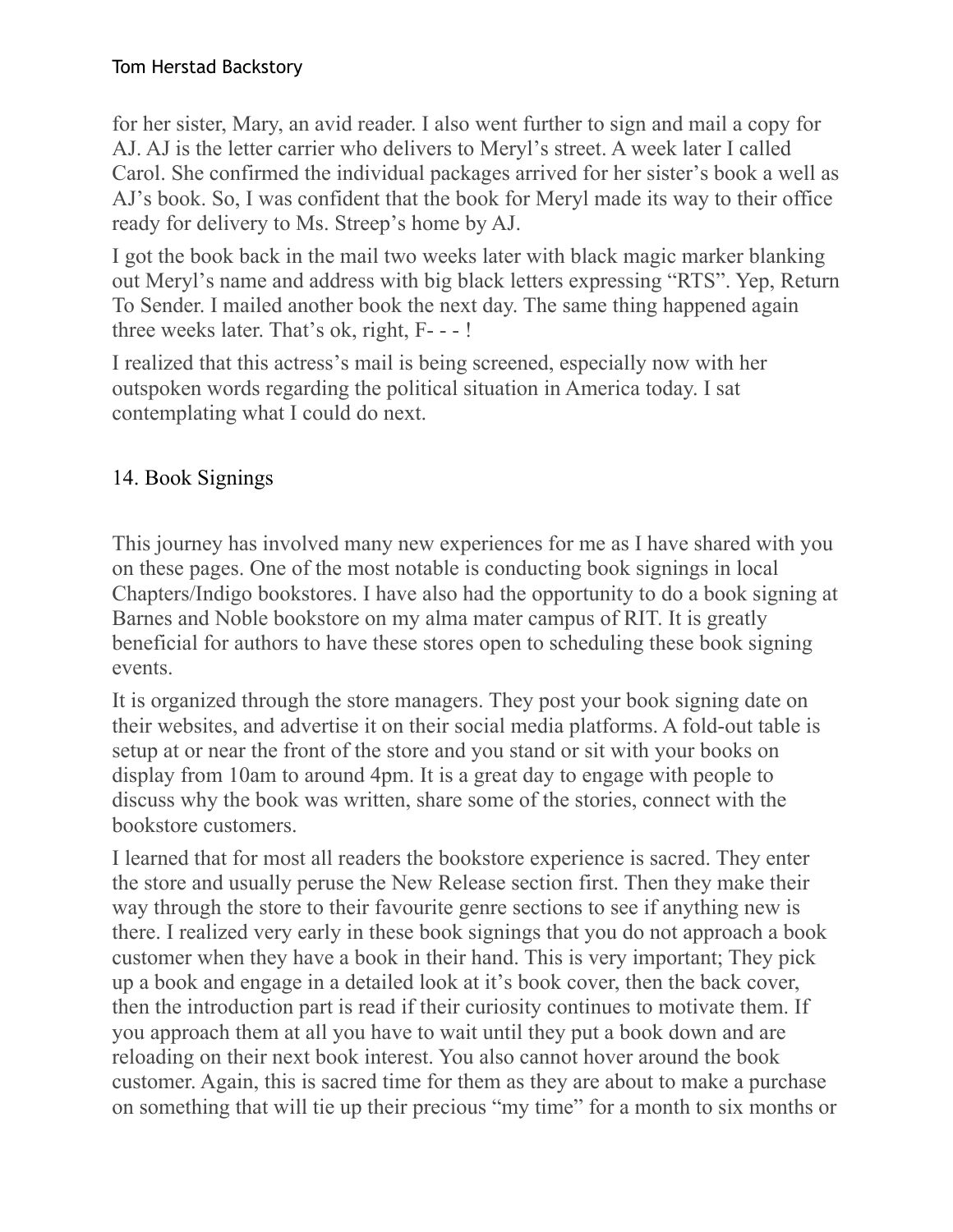for her sister, Mary, an avid reader. I also went further to sign and mail a copy for AJ. AJ is the letter carrier who delivers to Meryl's street. A week later I called Carol. She confirmed the individual packages arrived for her sister's book a well as AJ's book. So, I was confident that the book for Meryl made its way to their office ready for delivery to Ms. Streep's home by AJ.

I got the book back in the mail two weeks later with black magic marker blanking out Meryl's name and address with big black letters expressing "RTS". Yep, Return To Sender. I mailed another book the next day. The same thing happened again three weeks later. That's ok, right, F- - - !

I realized that this actress's mail is being screened, especially now with her outspoken words regarding the political situation in America today. I sat contemplating what I could do next.

## 14. Book Signings

This journey has involved many new experiences for me as I have shared with you on these pages. One of the most notable is conducting book signings in local Chapters/Indigo bookstores. I have also had the opportunity to do a book signing at Barnes and Noble bookstore on my alma mater campus of RIT. It is greatly beneficial for authors to have these stores open to scheduling these book signing events.

It is organized through the store managers. They post your book signing date on their websites, and advertise it on their social media platforms. A fold-out table is setup at or near the front of the store and you stand or sit with your books on display from 10am to around 4pm. It is a great day to engage with people to discuss why the book was written, share some of the stories, connect with the bookstore customers.

I learned that for most all readers the bookstore experience is sacred. They enter the store and usually peruse the New Release section first. Then they make their way through the store to their favourite genre sections to see if anything new is there. I realized very early in these book signings that you do not approach a book customer when they have a book in their hand. This is very important; They pick up a book and engage in a detailed look at it's book cover, then the back cover, then the introduction part is read if their curiosity continues to motivate them. If you approach them at all you have to wait until they put a book down and are reloading on their next book interest. You also cannot hover around the book customer. Again, this is sacred time for them as they are about to make a purchase on something that will tie up their precious "my time" for a month to six months or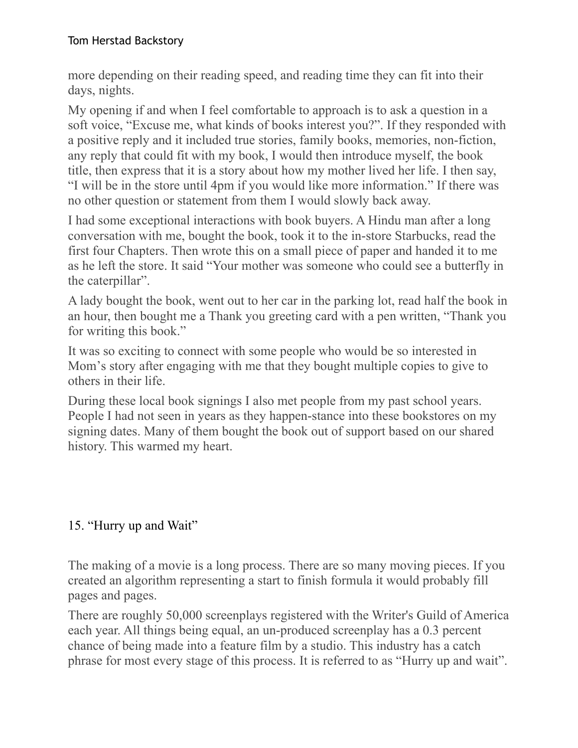more depending on their reading speed, and reading time they can fit into their days, nights.

My opening if and when I feel comfortable to approach is to ask a question in a soft voice, "Excuse me, what kinds of books interest you?". If they responded with a positive reply and it included true stories, family books, memories, non-fiction, any reply that could fit with my book, I would then introduce myself, the book title, then express that it is a story about how my mother lived her life. I then say, "I will be in the store until 4pm if you would like more information." If there was no other question or statement from them I would slowly back away.

I had some exceptional interactions with book buyers. A Hindu man after a long conversation with me, bought the book, took it to the in-store Starbucks, read the first four Chapters. Then wrote this on a small piece of paper and handed it to me as he left the store. It said "Your mother was someone who could see a butterfly in the caterpillar".

A lady bought the book, went out to her car in the parking lot, read half the book in an hour, then bought me a Thank you greeting card with a pen written, "Thank you for writing this book."

It was so exciting to connect with some people who would be so interested in Mom's story after engaging with me that they bought multiple copies to give to others in their life.

During these local book signings I also met people from my past school years. People I had not seen in years as they happen-stance into these bookstores on my signing dates. Many of them bought the book out of support based on our shared history. This warmed my heart.

## 15. "Hurry up and Wait"

The making of a movie is a long process. There are so many moving pieces. If you created an algorithm representing a start to finish formula it would probably fill pages and pages.

There are roughly 50,000 screenplays registered with the Writer's Guild of America each year. All things being equal, an un-produced screenplay has a 0.3 percent chance of being made into a feature film by a studio. This industry has a catch phrase for most every stage of this process. It is referred to as "Hurry up and wait".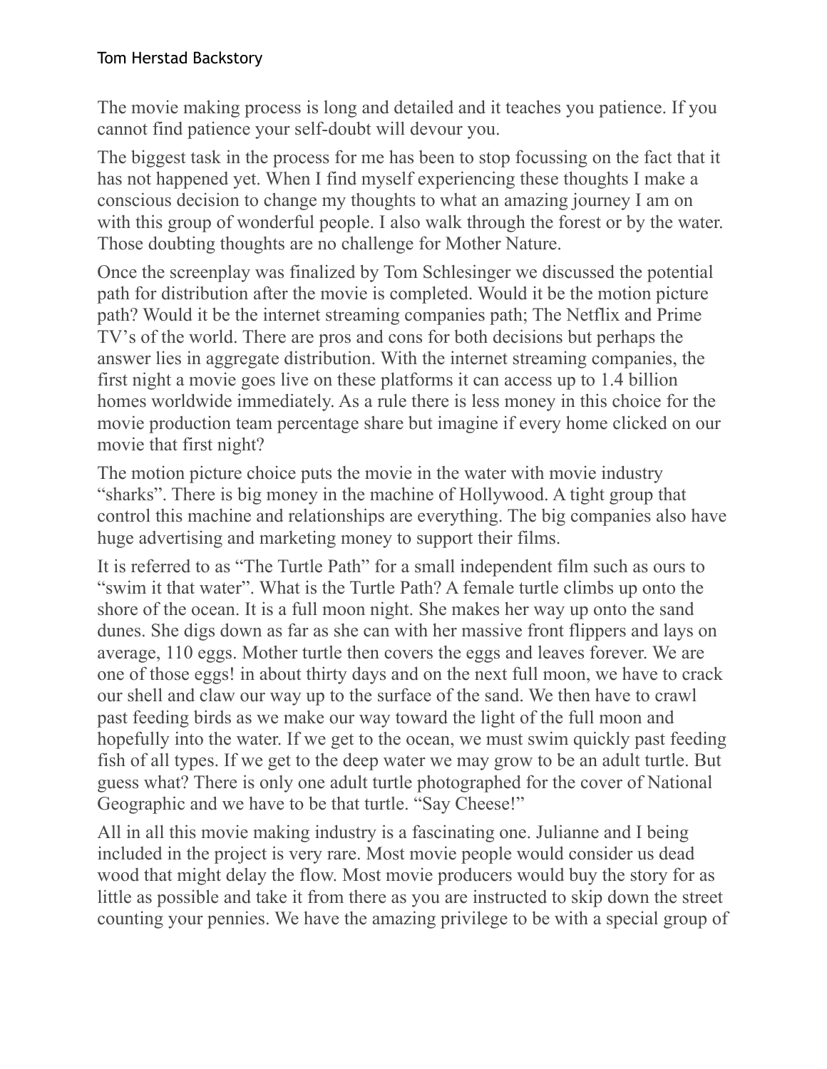The movie making process is long and detailed and it teaches you patience. If you cannot find patience your self-doubt will devour you.

The biggest task in the process for me has been to stop focussing on the fact that it has not happened yet. When I find myself experiencing these thoughts I make a conscious decision to change my thoughts to what an amazing journey I am on with this group of wonderful people. I also walk through the forest or by the water. Those doubting thoughts are no challenge for Mother Nature.

Once the screenplay was finalized by Tom Schlesinger we discussed the potential path for distribution after the movie is completed. Would it be the motion picture path? Would it be the internet streaming companies path; The Netflix and Prime TV's of the world. There are pros and cons for both decisions but perhaps the answer lies in aggregate distribution. With the internet streaming companies, the first night a movie goes live on these platforms it can access up to 1.4 billion homes worldwide immediately. As a rule there is less money in this choice for the movie production team percentage share but imagine if every home clicked on our movie that first night?

The motion picture choice puts the movie in the water with movie industry "sharks". There is big money in the machine of Hollywood. A tight group that control this machine and relationships are everything. The big companies also have huge advertising and marketing money to support their films.

It is referred to as "The Turtle Path" for a small independent film such as ours to "swim it that water". What is the Turtle Path? A female turtle climbs up onto the shore of the ocean. It is a full moon night. She makes her way up onto the sand dunes. She digs down as far as she can with her massive front flippers and lays on average, 110 eggs. Mother turtle then covers the eggs and leaves forever. We are one of those eggs! in about thirty days and on the next full moon, we have to crack our shell and claw our way up to the surface of the sand. We then have to crawl past feeding birds as we make our way toward the light of the full moon and hopefully into the water. If we get to the ocean, we must swim quickly past feeding fish of all types. If we get to the deep water we may grow to be an adult turtle. But guess what? There is only one adult turtle photographed for the cover of National Geographic and we have to be that turtle. "Say Cheese!"

All in all this movie making industry is a fascinating one. Julianne and I being included in the project is very rare. Most movie people would consider us dead wood that might delay the flow. Most movie producers would buy the story for as little as possible and take it from there as you are instructed to skip down the street counting your pennies. We have the amazing privilege to be with a special group of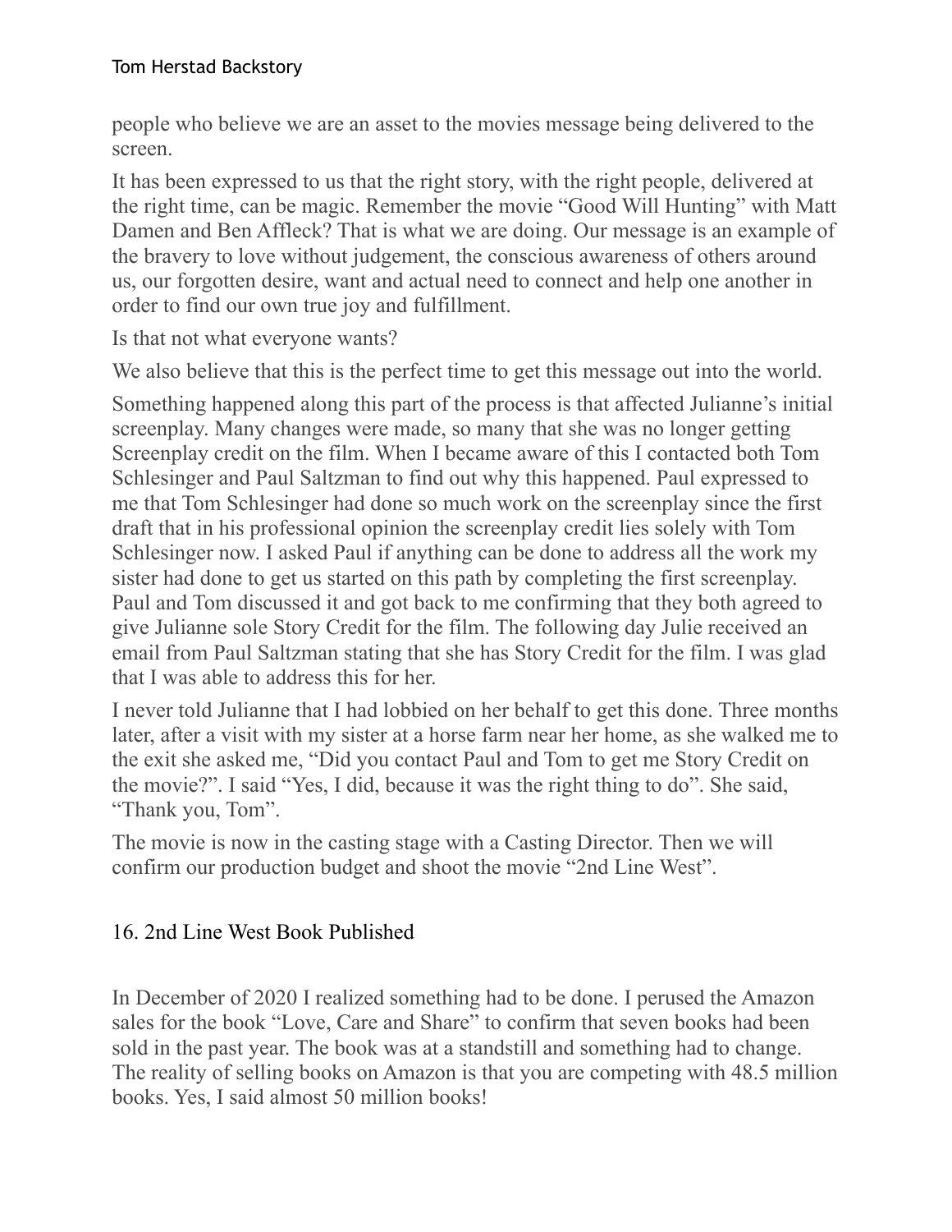people who believe we are an asset to the movies message being delivered to the screen.

It has been expressed to us that the right story, with the right people, delivered at the right time, can be magic. Remember the movie "Good Will Hunting" with Matt Damen and Ben Affleck? That is what we are doing. Our message is an example of the bravery to love without judgement, the conscious awareness of others around us, our forgotten desire, want and actual need to connect and help one another in order to find our own true joy and fulfillment.

Is that not what everyone wants?

We also believe that this is the perfect time to get this message out into the world.

Something happened along this part of the process is that affected Julianne's initial screenplay. Many changes were made, so many that she was no longer getting Screenplay credit on the film. When I became aware of this I contacted both Tom Schlesinger and Paul Saltzman to find out why this happened. Paul expressed to me that Tom Schlesinger had done so much work on the screenplay since the first draft that in his professional opinion the screenplay credit lies solely with Tom Schlesinger now. I asked Paul if anything can be done to address all the work my sister had done to get us started on this path by completing the first screenplay. Paul and Tom discussed it and got back to me confirming that they both agreed to give Julianne sole Story Credit for the film. The following day Julie received an email from Paul Saltzman stating that she has Story Credit for the film. I was glad that I was able to address this for her.

I never told Julianne that I had lobbied on her behalf to get this done. Three months later, after a visit with my sister at a horse farm near her home, as she walked me to the exit she asked me, "Did you contact Paul and Tom to get me Story Credit on the movie?". I said "Yes, I did, because it was the right thing to do". She said, "Thank you, Tom".

The movie is now in the casting stage with a Casting Director. Then we will confirm our production budget and shoot the movie "2nd Line West".

## 16. 2nd Line West Book Published

In December of 2020 I realized something had to be done. I perused the Amazon sales for the book "Love, Care and Share" to confirm that seven books had been sold in the past year. The book was at a standstill and something had to change. The reality of selling books on Amazon is that you are competing with 48.5 million books. Yes, I said almost 50 million books!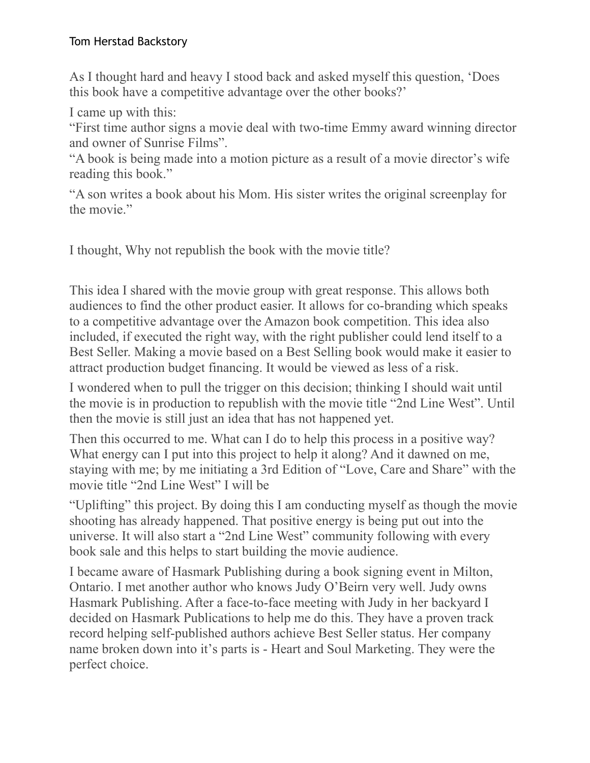Tom Herstad Backstory

As I thought hard and heavy I stood back and asked myself this question, 'Does this book have a competitive advantage over the other books?'

I came up with this:

"First time author signs a movie deal with two-time Emmy award winning director and owner of Sunrise Films".

"A book is being made into a motion picture as a result of a movie director's wife reading this book."

"A son writes a book about his Mom. His sister writes the original screenplay for the movie."

I thought, Why not republish the book with the movie title?

This idea I shared with the movie group with great response. This allows both audiences to find the other product easier. It allows for co-branding which speaks to a competitive advantage over the Amazon book competition. This idea also included, if executed the right way, with the right publisher could lend itself to a Best Seller. Making a movie based on a Best Selling book would make it easier to attract production budget financing. It would be viewed as less of a risk.

I wondered when to pull the trigger on this decision; thinking I should wait until the movie is in production to republish with the movie title "2nd Line West". Until then the movie is still just an idea that has not happened yet.

Then this occurred to me. What can I do to help this process in a positive way? What energy can I put into this project to help it along? And it dawned on me, staying with me; by me initiating a 3rd Edition of "Love, Care and Share" with the movie title "2nd Line West" I will be

"Uplifting" this project. By doing this I am conducting myself as though the movie shooting has already happened. That positive energy is being put out into the universe. It will also start a "2nd Line West" community following with every book sale and this helps to start building the movie audience.

I became aware of Hasmark Publishing during a book signing event in Milton, Ontario. I met another author who knows Judy O'Beirn very well. Judy owns Hasmark Publishing. After a face-to-face meeting with Judy in her backyard I decided on Hasmark Publications to help me do this. They have a proven track record helping self-published authors achieve Best Seller status. Her company name broken down into it's parts is - Heart and Soul Marketing. They were the perfect choice.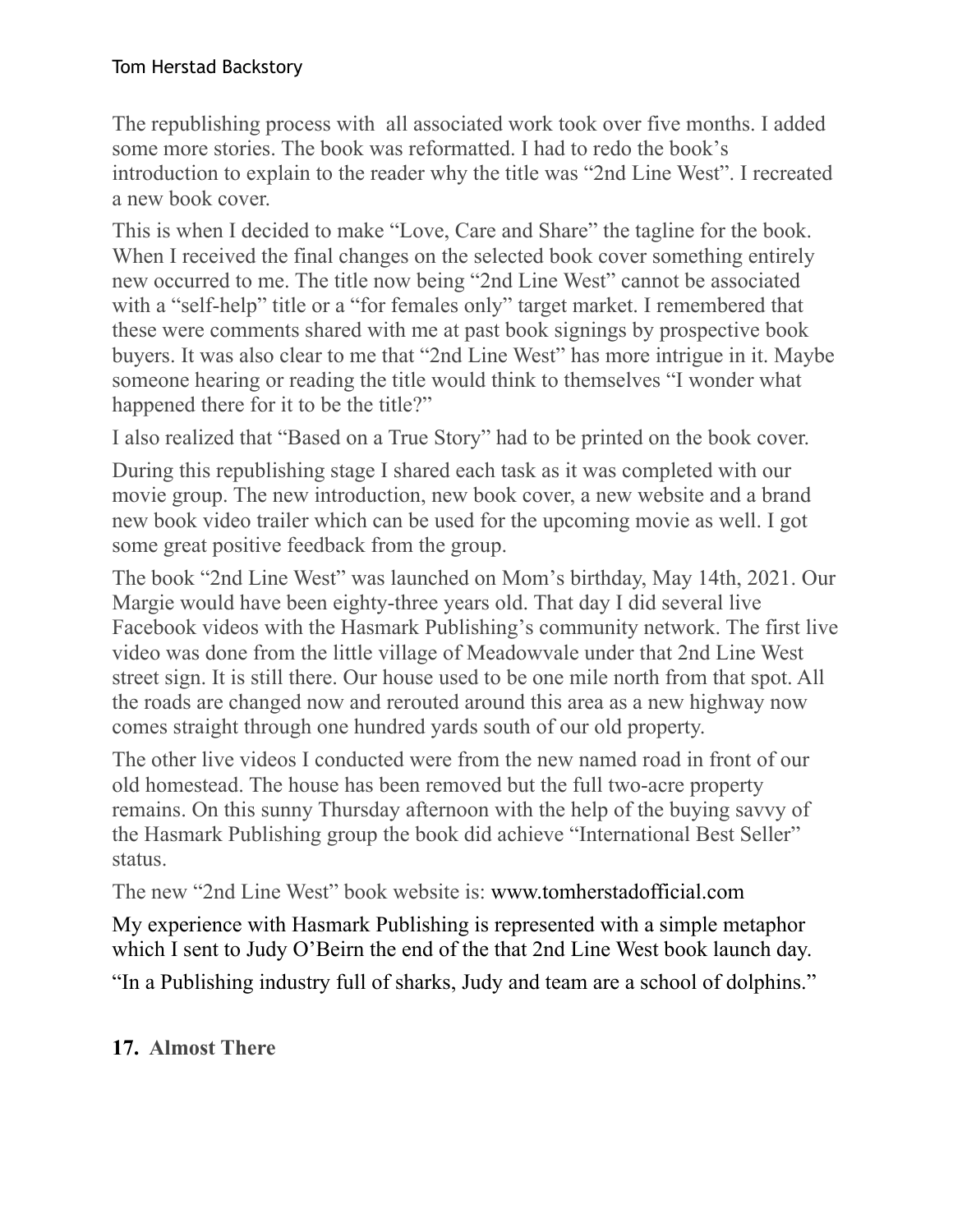The republishing process with all associated work took over five months. I added some more stories. The book was reformatted. I had to redo the book's introduction to explain to the reader why the title was "2nd Line West". I recreated a new book cover.

This is when I decided to make "Love, Care and Share" the tagline for the book. When I received the final changes on the selected book cover something entirely new occurred to me. The title now being "2nd Line West" cannot be associated with a "self-help" title or a "for females only" target market. I remembered that these were comments shared with me at past book signings by prospective book buyers. It was also clear to me that "2nd Line West" has more intrigue in it. Maybe someone hearing or reading the title would think to themselves "I wonder what happened there for it to be the title?"

I also realized that "Based on a True Story" had to be printed on the book cover.

During this republishing stage I shared each task as it was completed with our movie group. The new introduction, new book cover, a new website and a brand new book video trailer which can be used for the upcoming movie as well. I got some great positive feedback from the group.

The book "2nd Line West" was launched on Mom's birthday, May 14th, 2021. Our Margie would have been eighty-three years old. That day I did several live Facebook videos with the Hasmark Publishing's community network. The first live video was done from the little village of Meadowvale under that 2nd Line West street sign. It is still there. Our house used to be one mile north from that spot. All the roads are changed now and rerouted around this area as a new highway now comes straight through one hundred yards south of our old property.

The other live videos I conducted were from the new named road in front of our old homestead. The house has been removed but the full two-acre property remains. On this sunny Thursday afternoon with the help of the buying savvy of the Hasmark Publishing group the book did achieve "International Best Seller" status.

The new "2nd Line West" book website is: www.tomherstadofficial.com

My experience with Hasmark Publishing is represented with a simple metaphor which I sent to Judy O'Beirn the end of the that 2nd Line West book launch day.

"In a Publishing industry full of sharks, Judy and team are a school of dolphins."

## 17. Almost There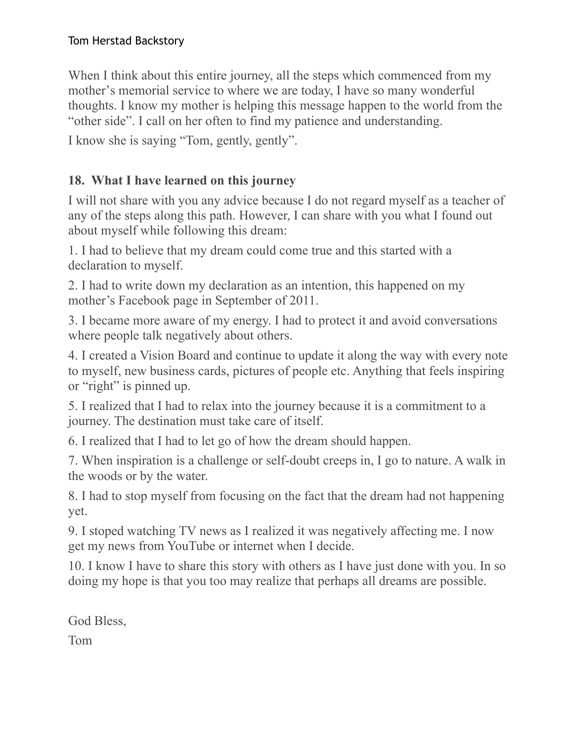When I think about this entire journey, all the steps which commenced from my mother's memorial service to where we are today, I have so many wonderful thoughts. I know my mother is helping this message happen to the world from the "other side". I call on her often to find my patience and understanding.

I know she is saying "Tom, gently, gently".

## 18. What I have learned on this journey

I will not share with you any advice because I do not regard myself as a teacher of any of the steps along this path. However, I can share with you what I found out about myself while following this dream:

1. I had to believe that my dream could come true and this started with a declaration to myself.
2. I had to write down my declaration as an intention, this happened on my mother's Facebook page in September of 2011.
3. I became more aware of my energy. I had to protect it and avoid conversations where people talk negatively about others.
4. I created a Vision Board and continue to update it along the way with every note to myself, new business cards, pictures of people etc. Anything that feels inspiring or "right" is pinned up.
5. I realized that I had to relax into the journey because it is a commitment to a journey. The destination must take care of itself.
6. I realized that I had to let go of how the dream should happen.
7. When inspiration is a challenge or self-doubt creeps in, I go to nature. A walk in the woods or by the water.
8. I had to stop myself from focusing on the fact that the dream had not happening yet.
9. I stoped watching TV news as I realized it was negatively affecting me. I now get my news from YouTube or internet when I decide.
10. I know I have to share this story with others as I have just done with you. In so doing my hope is that you too may realize that perhaps all dreams are possible.

God Bless,

Tom